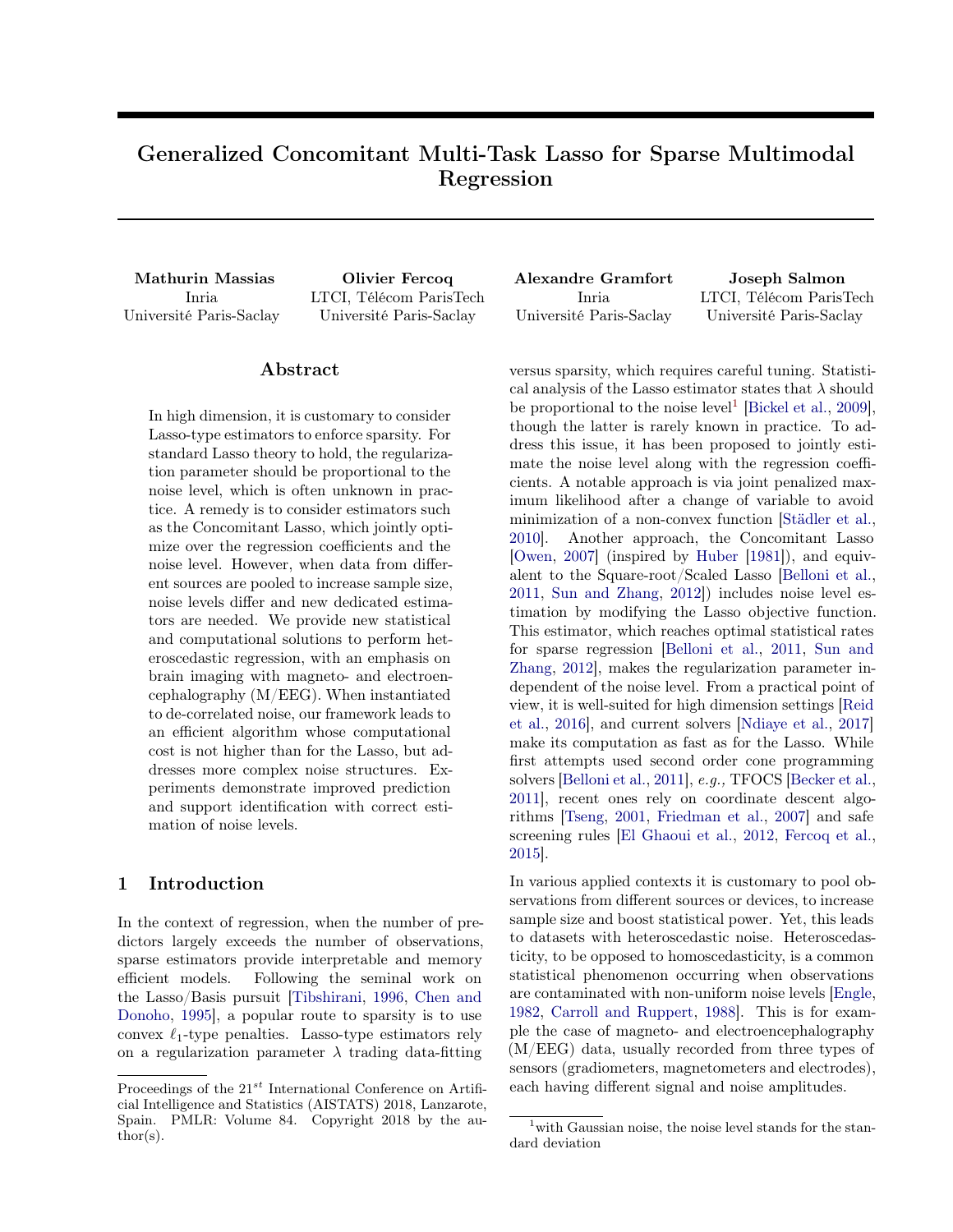# Generalized Concomitant Multi-Task Lasso for Sparse Multimodal Regression

**Mathurin Massias**
Inria
Université Paris-Saclay

**Olivier Fercoq**
LTCI, Télécom ParisTech
Université Paris-Saclay

**Alexandre Gramfort**
Inria
Université Paris-Saclay

**Joseph Salmon**
LTCI, Télécom ParisTech
Université Paris-Saclay

## Abstract

In high dimension, it is customary to consider Lasso-type estimators to enforce sparsity. For standard Lasso theory to hold, the regularization parameter should be proportional to the noise level, which is often unknown in practice. A remedy is to consider estimators such as the Concomitant Lasso, which jointly optimize over the regression coefficients and the noise level. However, when data from different sources are pooled to increase sample size, noise levels differ and new dedicated estimators are needed. We provide new statistical and computational solutions to perform heteroscedastic regression, with an emphasis on brain imaging with magneto- and electroencephalography (M/EEG). When instantiated to de-correlated noise, our framework leads to an efficient algorithm whose computational cost is not higher than for the Lasso, but addresses more complex noise structures. Experiments demonstrate improved prediction and support identification with correct estimation of noise levels.

## 1 Introduction

In the context of regression, when the number of predictors largely exceeds the number of observations, sparse estimators provide interpretable and memory efficient models. Following the seminal work on the Lasso/Basis pursuit [Tibshirani, 1996, Chen and Donoho, 1995], a popular route to sparsity is to use convex $\ell_1$-type penalties. Lasso-type estimators rely on a regularization parameter $\lambda$ trading data-fitting versus sparsity, which requires careful tuning. Statistical analysis of the Lasso estimator states that $\lambda$ should be proportional to the noise level[1] [Bickel et al., 2009], though the latter is rarely known in practice. To address this issue, it has been proposed to jointly estimate the noise level along with the regression coefficients. A notable approach is via joint penalized maximum likelihood after a change of variable to avoid minimization of a non-convex function [Städler et al., 2010]. Another approach, the Concomitant Lasso [Owen, 2007] (inspired by Huber [1981]), and equivalent to the Square-root/Scaled Lasso [Belloni et al., 2011, Sun and Zhang, 2012]) includes noise level estimation by modifying the Lasso objective function. This estimator, which reaches optimal statistical rates for sparse regression [Belloni et al., 2011, Sun and Zhang, 2012], makes the regularization parameter independent of the noise level. From a practical point of view, it is well-suited for high dimension settings [Reid et al., 2016], and current solvers [Ndiaye et al., 2017] make its computation as fast as for the Lasso. While first attempts used second order cone programming solvers [Belloni et al., 2011], *e.g.,* TFOCS [Becker et al., 2011], recent ones rely on coordinate descent algorithms [Tseng, 2001, Friedman et al., 2007] and safe screening rules [El Ghaoui et al., 2012, Fercoq et al., 2015].

In various applied contexts it is customary to pool observations from different sources or devices, to increase sample size and boost statistical power. Yet, this leads to datasets with heteroscedastic noise. Heteroscedasticity, to be opposed to homoscedasticity, is a common statistical phenomenon occurring when observations are contaminated with non-uniform noise levels [Engle, 1982, Carroll and Ruppert, 1988]. This is for example the case of magneto- and electroencephalography (M/EEG) data, usually recorded from three types of sensors (gradiometers, magnetometers and electrodes), each having different signal and noise amplitudes.

[1] with Gaussian noise, the noise level stands for the standard deviation

Proceedings of the 21[st] International Conference on Artificial Intelligence and Statistics (AISTATS) 2018, Lanzarote, Spain. PMLR: Volume 84. Copyright 2018 by the author(s).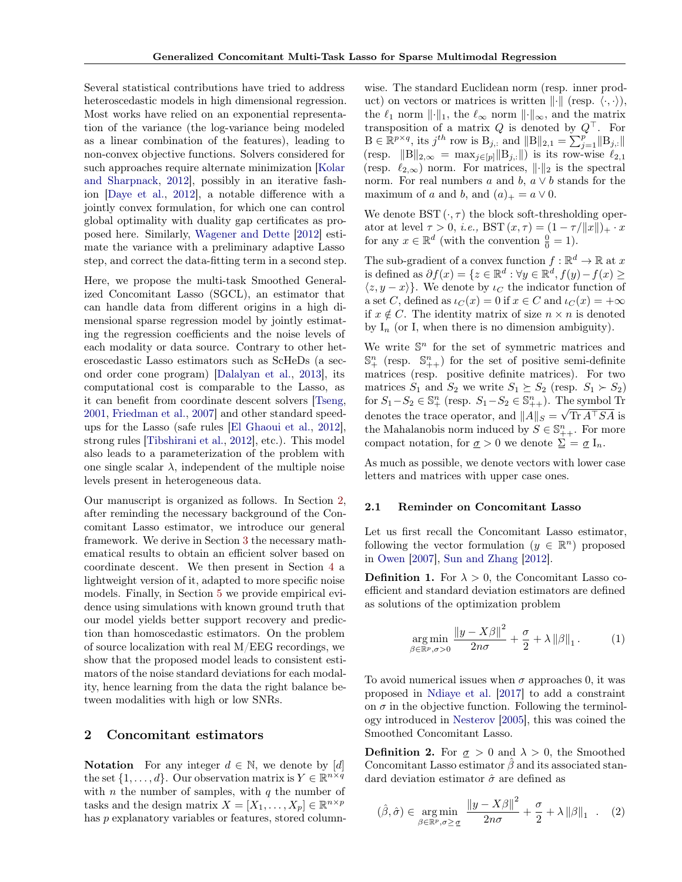Several statistical contributions have tried to address heteroscedastic models in high dimensional regression. Most works have relied on an exponential representation of the variance (the log-variance being modeled as a linear combination of the features), leading to non-convex objective functions. Solvers considered for such approaches require alternate minimization [Kolar and Sharpnack, 2012], possibly in an iterative fashion [Daye et al., 2012], a notable difference with a jointly convex formulation, for which one can control global optimality with duality gap certificates as proposed here. Similarly, Wagener and Dette [2012] estimate the variance with a preliminary adaptive Lasso step, and correct the data-fitting term in a second step.

Here, we propose the multi-task Smoothed Generalized Concomitant Lasso (SGCL), an estimator that can handle data from different origins in a high dimensional sparse regression model by jointly estimating the regression coefficients and the noise levels of each modality or data source. Contrary to other heteroscedastic Lasso estimators such as ScHeDs (a second order cone program) [Dalalyan et al., 2013], its computational cost is comparable to the Lasso, as it can benefit from coordinate descent solvers [Tseng, 2001, Friedman et al., 2007] and other standard speedups for the Lasso (safe rules [El Ghaoui et al., 2012], strong rules [Tibshirani et al., 2012], etc.). This model also leads to a parameterization of the problem with one single scalar $\lambda$, independent of the multiple noise levels present in heterogeneous data.

Our manuscript is organized as follows. In Section 2, after reminding the necessary background of the Concomitant Lasso estimator, we introduce our general framework. We derive in Section 3 the necessary mathematical results to obtain an efficient solver based on coordinate descent. We then present in Section 4 a lightweight version of it, adapted to more specific noise models. Finally, in Section 5 we provide empirical evidence using simulations with known ground truth that our model yields better support recovery and prediction than homoscedastic estimators. On the problem of source localization with real M/EEG recordings, we show that the proposed model leads to consistent estimators of the noise standard deviations for each modality, hence learning from the data the right balance between modalities with high or low SNRs.

## 2 Concomitant estimators

**Notation** For any integer $d \in \mathbb{N}$, we denote by $[d]$ the set $\{1, \dots, d\}$. Our observation matrix is $Y \in \mathbb{R}^{n \times q}$ with $n$ the number of samples, with $q$ the number of tasks and the design matrix $X = [X_1, \dots, X_p] \in \mathbb{R}^{n \times p}$ has $p$ explanatory variables or features, stored column-wise. The standard Euclidean norm (resp. inner product) on vectors or matrices is written $\|\cdot\|$ (resp. $\langle \cdot, \cdot \rangle$), the $\ell_1$ norm $\|\cdot\|_1$, the $\ell_\infty$ norm $\|\cdot\|_\infty$, and the matrix transposition of a matrix $Q$ is denoted by $Q^\top$. For $\mathrm{B} \in \mathbb{R}^{p \times q}$, its $j^{th}$ row is $\mathrm{B}_{j,:}$ and $\|\mathrm{B}\|_{2,1} = \sum_{j=1}^{p} \|\mathrm{B}_{j,:}\|$ (resp. $\|\mathrm{B}\|_{2,\infty} = \max_{j \in [p]} \|\mathrm{B}_{j,:}\|$) is its row-wise $\ell_{2,1}$ (resp. $\ell_{2,\infty}$) norm. For matrices, $\|\cdot\|_2$ is the spectral norm. For real numbers $a$ and $b$, $a \vee b$ stands for the maximum of $a$ and $b$, and $(a)_+ = a \vee 0$.

We denote $\mathrm{BST}(\cdot, \tau)$ the block soft-thresholding operator at level $\tau > 0$, *i.e.,* $\mathrm{BST}(x, \tau) = (1 - \tau/\|x\|)_+ \cdot x$ for any $x \in \mathbb{R}^d$ (with the convention $\frac{0}{0} = 1$).

The sub-gradient of a convex function $f : \mathbb{R}^d \to \mathbb{R}$ at $x$ is defined as $\partial f(x) = \{z \in \mathbb{R}^d : \forall y \in \mathbb{R}^d, f(y) - f(x) \geq \langle z, y - x \rangle\}$. We denote by $\iota_C$ the indicator function of a set $C$, defined as $\iota_C(x) = 0$ if $x \in C$ and $\iota_C(x) = +\infty$ if $x \notin C$. The identity matrix of size $n \times n$ is denoted by $\mathrm{I}_n$ (or $\mathrm{I}$, when there is no dimension ambiguity).

We write $\mathbb{S}^n$ for the set of symmetric matrices and $\mathbb{S}^n_+$ (resp. $\mathbb{S}^n_{++}$) for the set of positive semi-definite matrices (resp. positive definite matrices). For two matrices $S_1$ and $S_2$ we write $S_1 \succeq S_2$ (resp. $S_1 \succ S_2$) for $S_1 - S_2 \in \mathbb{S}^n_+$ (resp. $S_1 - S_2 \in \mathbb{S}^n_{++}$). The symbol $\mathrm{Tr}$ denotes the trace operator, and $\|A\|_S = \sqrt{\mathrm{Tr}\, A^\top S A}$ is the Mahalanobis norm induced by $S \in \mathbb{S}^n_{++}$. For more compact notation, for $\underline{\sigma} > 0$ we denote $\underline{\Sigma} = \underline{\sigma}\, \mathrm{I}_n$.

As much as possible, we denote vectors with lower case letters and matrices with upper case ones.

### 2.1 Reminder on Concomitant Lasso

Let us first recall the Concomitant Lasso estimator, following the vector formulation ($y \in \mathbb{R}^n$) proposed in Owen [2007], Sun and Zhang [2012].

**Definition 1.** For $\lambda > 0$, the Concomitant Lasso coefficient and standard deviation estimators are defined as solutions of the optimization problem

$$\operatorname*{arg\,min}_{\beta \in \mathbb{R}^p, \sigma > 0} \frac{\|y - X\beta\|^2}{2n\sigma} + \frac{\sigma}{2} + \lambda \|\beta\|_1 . \tag{1}$$

To avoid numerical issues when $\sigma$ approaches 0, it was proposed in Ndiaye et al. [2017] to add a constraint on $\sigma$ in the objective function. Following the terminology introduced in Nesterov [2005], this was coined the Smoothed Concomitant Lasso.

**Definition 2.** For $\underline{\sigma} > 0$ and $\lambda > 0$, the Smoothed Concomitant Lasso estimator $\hat{\beta}$ and its associated standard deviation estimator $\hat{\sigma}$ are defined as

$$(\hat{\beta}, \hat{\sigma}) \in \operatorname*{arg\,min}_{\beta \in \mathbb{R}^p, \sigma \geq \underline{\sigma}} \frac{\|y - X\beta\|^2}{2n\sigma} + \frac{\sigma}{2} + \lambda \|\beta\|_1 . \tag{2}$$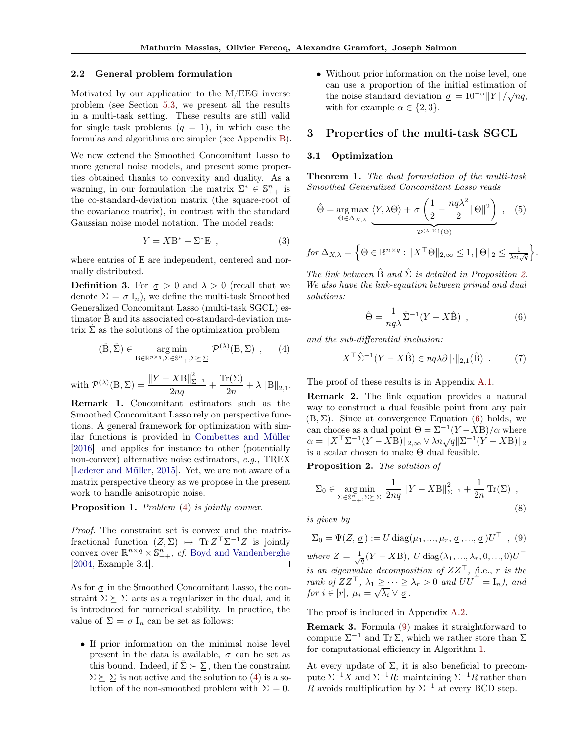### 2.2 General problem formulation

Motivated by our application to the M/EEG inverse problem (see Section 5.3, we present all the results in a multi-task setting. These results are still valid for single task problems ($q = 1$), in which case the formulas and algorithms are simpler (see Appendix B).

We now extend the Smoothed Concomitant Lasso to more general noise models, and present some properties obtained thanks to convexity and duality. As a warning, in our formulation the matrix $\Sigma^* \in \mathbb{S}_{++}^n$ is the co-standard-deviation matrix (the square-root of the covariance matrix), in contrast with the standard Gaussian noise model notation. The model reads:

$$Y = X\mathrm{B}^* + \Sigma^* \mathrm{E} \ , \tag{3}$$

where entries of E are independent, centered and normally distributed.

**Definition 3.** For $\underline{\sigma} > 0$ and $\lambda > 0$ (recall that we denote $\underline{\Sigma} = \underline{\sigma}\,\mathrm{I}_n$), we define the multi-task Smoothed Generalized Concomitant Lasso (multi-task SGCL) estimator $\hat{\mathrm{B}}$ and its associated co-standard-deviation matrix $\hat{\Sigma}$ as the solutions of the optimization problem

$$(\hat{\mathrm{B}}, \hat{\Sigma}) \in \mathop{\arg\min}_{\mathrm{B} \in \mathbb{R}^{p\times q}, \Sigma \in \mathbb{S}_{++}^n, \Sigma \succeq \underline{\Sigma}} \mathcal{P}^{(\lambda)}(\mathrm{B}, \Sigma) \ , \tag{4}$$

with $\mathcal{P}^{(\lambda)}(\mathrm{B}, \Sigma) = \dfrac{\|Y - X\mathrm{B}\|_{\Sigma^{-1}}^2}{2nq} + \dfrac{\mathrm{Tr}(\Sigma)}{2n} + \lambda \|\mathrm{B}\|_{2,1}$.

**Remark 1.** Concomitant estimators such as the Smoothed Concomitant Lasso rely on perspective functions. A general framework for optimization with similar functions is provided in Combettes and Müller [2016], and applies for instance to other (potentially non-convex) alternative noise estimators, *e.g.,* TREX [Lederer and Müller, 2015]. Yet, we are not aware of a matrix perspective theory as we propose in the present work to handle anisotropic noise.

**Proposition 1.** *Problem (4) is jointly convex.*

*Proof.* The constraint set is convex and the matrix-fractional function $(Z, \Sigma) \mapsto \mathrm{Tr}\, Z^\top \Sigma^{-1} Z$ is jointly convex over $\mathbb{R}^{n\times q} \times \mathbb{S}_{++}^n$, *cf.* Boyd and Vandenberghe [2004, Example 3.4]. □

As for $\underline{\sigma}$ in the Smoothed Concomitant Lasso, the constraint $\Sigma \succeq \underline{\Sigma}$ acts as a regularizer in the dual, and it is introduced for numerical stability. In practice, the value of $\underline{\Sigma} = \underline{\sigma}\,\mathrm{I}_n$ can be set as follows:

- If prior information on the minimal noise level present in the data is available, $\underline{\sigma}$ can be set as this bound. Indeed, if $\hat{\Sigma} \succ \underline{\Sigma}$, then the constraint $\Sigma \succeq \underline{\Sigma}$ is not active and the solution to (4) is a solution of the non-smoothed problem with $\underline{\Sigma} = 0$.
- Without prior information on the noise level, one can use a proportion of the initial estimation of the noise standard deviation $\underline{\sigma} = 10^{-\alpha}\|Y\|/\sqrt{nq}$, with for example $\alpha \in \{2, 3\}$.

## 3 Properties of the multi-task SGCL

### 3.1 Optimization

**Theorem 1.** *The dual formulation of the multi-task Smoothed Generalized Concomitant Lasso reads*

$$\hat{\Theta} = \mathop{\arg\max}_{\Theta \in \Delta_{X,\lambda}} \underbrace{\langle Y, \lambda\Theta\rangle + \underline{\sigma}\left(\frac{1}{2} - \frac{nq\lambda^2}{2}\|\Theta\|^2\right)}_{\mathcal{D}^{(\lambda,\underline{\Sigma})}(\Theta)} \ , \tag{5}$$

*for* $\Delta_{X,\lambda} = \left\{\Theta \in \mathbb{R}^{n\times q} : \|X^\top\Theta\|_{2,\infty} \leq 1, \|\Theta\|_2 \leq \frac{1}{\lambda n\sqrt{q}}\right\}$.

*The link between $\hat{\mathrm{B}}$ and $\hat{\Sigma}$ is detailed in Proposition 2. We also have the link-equation between primal and dual solutions:*

$$\hat{\Theta} = \frac{1}{nq\lambda}\hat{\Sigma}^{-1}(Y - X\hat{\mathrm{B}}) \ , \tag{6}$$

*and the sub-differential inclusion:*

$$X^\top\hat{\Sigma}^{-1}(Y - X\hat{\mathrm{B}}) \in nq\lambda\partial\|\cdot\|_{2,1}(\hat{\mathrm{B}}) \ . \tag{7}$$

The proof of these results is in Appendix A.1.

**Remark 2.** The link equation provides a natural way to construct a dual feasible point from any pair $(\mathrm{B}, \Sigma)$. Since at convergence Equation (6) holds, we can choose as a dual point $\Theta = \Sigma^{-1}(Y - X\mathrm{B})/\alpha$ where $\alpha = \|X^\top\Sigma^{-1}(Y - X\mathrm{B})\|_{2,\infty} \vee \lambda n\sqrt{q}\|\Sigma^{-1}(Y - X\mathrm{B})\|_2$ is a scalar chosen to make $\Theta$ dual feasible.

**Proposition 2.** *The solution of*

$$\Sigma_0 \in \mathop{\arg\min}_{\Sigma \in \mathbb{S}_{++}^n, \Sigma \succeq \underline{\Sigma}} \frac{1}{2nq}\|Y - X\mathrm{B}\|_{\Sigma^{-1}}^2 + \frac{1}{2n}\mathrm{Tr}(\Sigma) \ , \tag{8}$$

*is given by*

$$\Sigma_0 = \Psi(Z, \underline{\sigma}) := U\,\mathrm{diag}(\mu_1, \ldots, \mu_r, \underline{\sigma}, \ldots, \underline{\sigma})U^\top \ , \tag{9}$$

*where $Z = \frac{1}{\sqrt{q}}(Y - X\mathrm{B})$, $U\,\mathrm{diag}(\lambda_1, \ldots, \lambda_r, 0, \ldots, 0)U^\top$ is an eigenvalue decomposition of $ZZ^\top$, (*i.e., *$r$ is the rank of $ZZ^\top$, $\lambda_1 \geq \cdots \geq \lambda_r > 0$ and $UU^\top = \mathrm{I}_n$), and for $i \in [r]$, $\mu_i = \sqrt{\lambda_i} \vee \underline{\sigma}$.*

The proof is included in Appendix A.2.

**Remark 3.** Formula (9) makes it straightforward to compute $\Sigma^{-1}$ and $\mathrm{Tr}\,\Sigma$, which we rather store than $\Sigma$ for computational efficiency in Algorithm 1.

At every update of $\Sigma$, it is also beneficial to precompute $\Sigma^{-1}X$ and $\Sigma^{-1}R$: maintaining $\Sigma^{-1}R$ rather than $R$ avoids multiplication by $\Sigma^{-1}$ at every BCD step.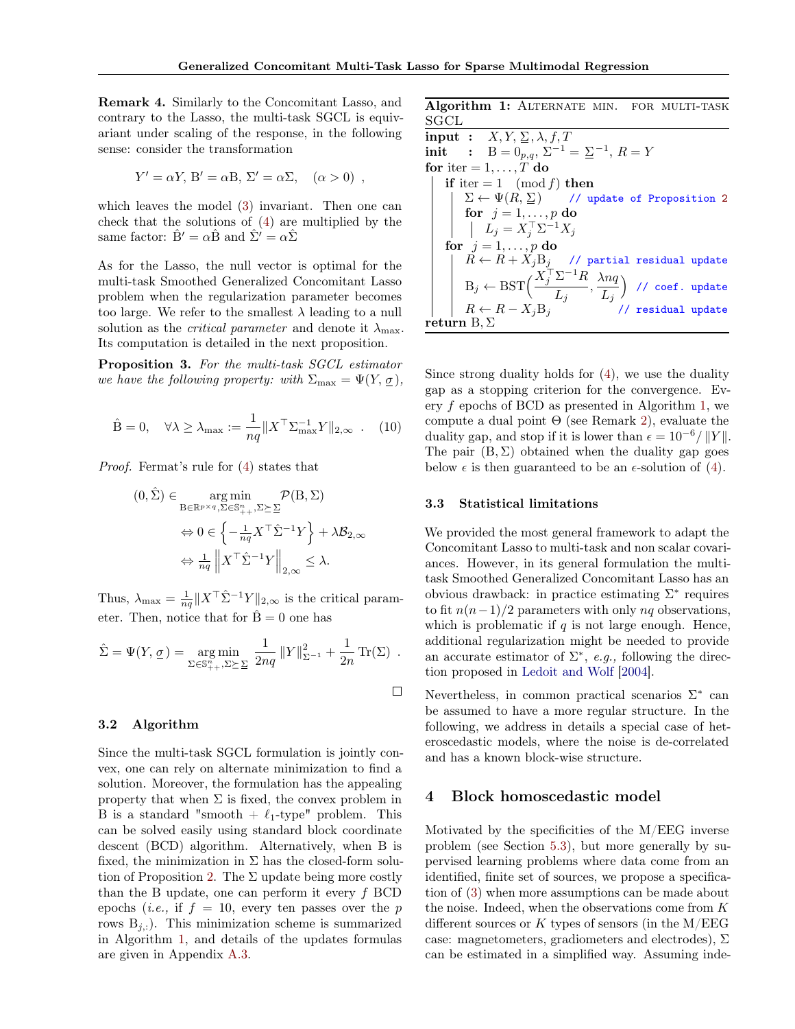**Remark 4.** Similarly to the Concomitant Lasso, and contrary to the Lasso, the multi-task SGCL is equivariant under scaling of the response, in the following sense: consider the transformation

$$Y' = \alpha Y, \; \mathrm{B}' = \alpha \mathrm{B}, \; \Sigma' = \alpha \Sigma, \quad (\alpha > 0) \enspace ,$$

which leaves the model (3) invariant. Then one can check that the solutions of (4) are multiplied by the same factor: $\hat{\mathrm{B}}' = \alpha \hat{\mathrm{B}}$ and $\hat{\Sigma}' = \alpha \hat{\Sigma}$

As for the Lasso, the null vector is optimal for the multi-task Smoothed Generalized Concomitant Lasso problem when the regularization parameter becomes too large. We refer to the smallest $\lambda$ leading to a null solution as the *critical parameter* and denote it $\lambda_{\max}$. Its computation is detailed in the next proposition.

**Proposition 3.** *For the multi-task SGCL estimator we have the following property: with* $\Sigma_{\max} = \Psi(Y, \underline{\sigma})$*,*

$$\hat{\mathrm{B}} = 0, \quad \forall \lambda \geq \lambda_{\max} := \frac{1}{nq} \| X^\top \Sigma_{\max}^{-1} Y \|_{2,\infty} \enspace . \quad (10)$$

*Proof.* Fermat's rule for (4) states that

$$\begin{aligned}
(0, \hat{\Sigma}) \in & \mathop{\arg\min}_{\mathrm{B} \in \mathbb{R}^{p \times q}, \Sigma \in \mathbb{S}^n_{++}, \Sigma \succeq \underline{\Sigma}} \mathcal{P}(\mathrm{B}, \Sigma) \\
& \Leftrightarrow 0 \in \left\{ -\tfrac{1}{nq} X^\top \hat{\Sigma}^{-1} Y \right\} + \lambda \mathcal{B}_{2,\infty} \\
& \Leftrightarrow \tfrac{1}{nq} \left\| X^\top \hat{\Sigma}^{-1} Y \right\|_{2,\infty} \leq \lambda.
\end{aligned}$$

Thus, $\lambda_{\max} = \frac{1}{nq} \| X^\top \hat{\Sigma}^{-1} Y \|_{2,\infty}$ is the critical parameter. Then, notice that for $\hat{\mathrm{B}} = 0$ one has

$$\hat{\Sigma} = \Psi(Y, \underline{\sigma}) = \mathop{\arg\min}_{\Sigma \in \mathbb{S}^n_{++}, \Sigma \succeq \underline{\Sigma}} \frac{1}{2nq} \| Y \|^2_{\Sigma^{-1}} + \frac{1}{2n} \operatorname{Tr}(\Sigma) \enspace .$$

□

### 3.2 Algorithm

Since the multi-task SGCL formulation is jointly convex, one can rely on alternate minimization to find a solution. Moreover, the formulation has the appealing property that when $\Sigma$ is fixed, the convex problem in B is a standard "smooth + $\ell_1$-type" problem. This can be solved easily using standard block coordinate descent (BCD) algorithm. Alternatively, when B is fixed, the minimization in $\Sigma$ has the closed-form solution of Proposition 2. The $\Sigma$ update being more costly than the B update, one can perform it every $f$ BCD epochs (*i.e.,* if $f = 10$, every ten passes over the $p$ rows $\mathrm{B}_{j,:}$). This minimization scheme is summarized in Algorithm 1, and details of the updates formulas are given in Appendix A.3.

**Algorithm 1:** Alternate min. for multi-task SGCL

```
input : X, Y, Σ_, λ, f, T
init  : B = 0_{p,q}, Σ^{-1} = Σ_^{-1}, R = Y
for iter = 1, ..., T do
    if iter = 1 (mod f) then
        Σ ← Ψ(R, Σ_)              // update of Proposition 2
        for j = 1, ..., p do
            L_j = X_j^T Σ^{-1} X_j
    for j = 1, ..., p do
        R ← R + X_j B_j           // partial residual update
        B_j ← BST( X_j^T Σ^{-1} R / L_j , λnq / L_j )   // coef. update
        R ← R − X_j B_j           // residual update
return B, Σ
```

Since strong duality holds for (4), we use the duality gap as a stopping criterion for the convergence. Every $f$ epochs of BCD as presented in Algorithm 1, we compute a dual point $\Theta$ (see Remark 2), evaluate the duality gap, and stop if it is lower than $\epsilon = 10^{-6} / \|Y\|$. The pair $(\mathrm{B}, \Sigma)$ obtained when the duality gap goes below $\epsilon$ is then guaranteed to be an $\epsilon$-solution of (4).

### 3.3 Statistical limitations

We provided the most general framework to adapt the Concomitant Lasso to multi-task and non scalar covariances. However, in its general formulation the multi-task Smoothed Generalized Concomitant Lasso has an obvious drawback: in practice estimating $\Sigma^*$ requires to fit $n(n-1)/2$ parameters with only $nq$ observations, which is problematic if $q$ is not large enough. Hence, additional regularization might be needed to provide an accurate estimator of $\Sigma^*$, *e.g.,* following the direction proposed in Ledoit and Wolf [2004].

Nevertheless, in common practical scenarios $\Sigma^*$ can be assumed to have a more regular structure. In the following, we address in details a special case of heteroscedastic models, where the noise is de-correlated and has a known block-wise structure.

## 4 Block homoscedastic model

Motivated by the specificities of the M/EEG inverse problem (see Section 5.3), but more generally by supervised learning problems where data come from an identified, finite set of sources, we propose a specification of (3) when more assumptions can be made about the noise. Indeed, when the observations come from $K$ different sources or $K$ types of sensors (in the M/EEG case: magnetometers, gradiometers and electrodes), $\Sigma$ can be estimated in a simplified way. Assuming inde-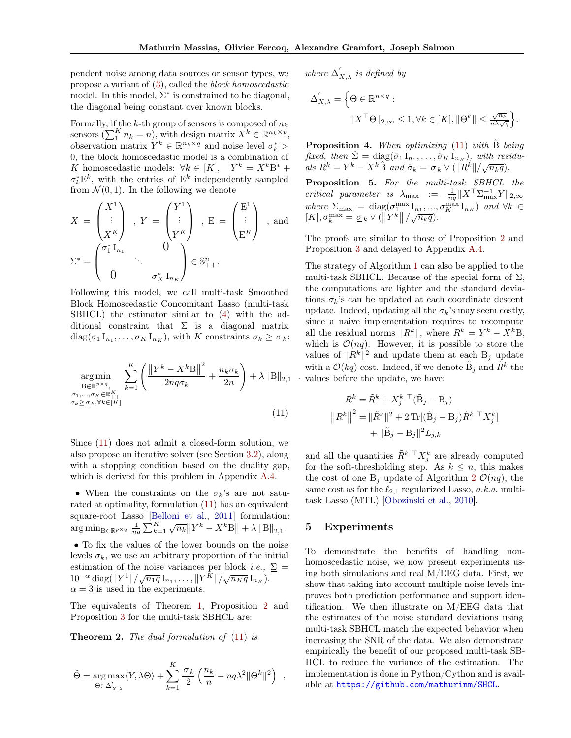pendent noise among data sources or sensor types, we propose a variant of (3), called the *block homoscedastic* model. In this model, $\Sigma^*$ is constrained to be diagonal, the diagonal being constant over known blocks.

Formally, if the $k$-th group of sensors is composed of $n_k$ sensors ($\sum_1^K n_k = n$), with design matrix $X^k \in \mathbb{R}^{n_k \times p}$, observation matrix $Y^k \in \mathbb{R}^{n_k \times q}$ and noise level $\sigma_k^* > 0$, the block homoscedastic model is a combination of $K$ homoscedastic models: $\forall k \in [K], \quad Y^k = X^k \mathrm{B}^* + \sigma_k^* \mathrm{E}^k$, with the entries of $\mathrm{E}^k$ independently sampled from $\mathcal{N}(0,1)$. In the following we denote

$$
X = \begin{pmatrix} X^1 \\ \vdots \\ X^K \end{pmatrix}, \; Y = \begin{pmatrix} Y^1 \\ \vdots \\ Y^K \end{pmatrix}, \; \mathrm{E} = \begin{pmatrix} \mathrm{E}^1 \\ \vdots \\ \mathrm{E}^K \end{pmatrix}, \text{ and}
$$

$$
\Sigma^* = \begin{pmatrix} \sigma_1^* \mathrm{I}_{n_1} & & 0 \\ & \ddots & \\ 0 & & \sigma_K^* \mathrm{I}_{n_K} \end{pmatrix} \in \mathbb{S}_{++}^n .
$$

Following this model, we call multi-task Smoothed Block Homoscedastic Concomitant Lasso (multi-task SBHCL) the estimator similar to (4) with the additional constraint that $\Sigma$ is a diagonal matrix $\mathrm{diag}(\sigma_1 \mathrm{I}_{n_1}, \ldots, \sigma_K \mathrm{I}_{n_K})$, with $K$ constraints $\sigma_k \geq \underline{\sigma}_k$:

$$
\mathop{\arg\min}_{\substack{\mathrm{B} \in \mathbb{R}^{p \times q}, \\ \sigma_1, \ldots, \sigma_K \in \mathbb{R}_{++}^K \\ \sigma_k \geq \underline{\sigma}_k, \forall k \in [K]}} \sum_{k=1}^K \left( \frac{\left\| Y^k - X^k \mathrm{B} \right\|^2}{2nq\sigma_k} + \frac{n_k \sigma_k}{2n} \right) + \lambda \left\| \mathrm{B} \right\|_{2,1} . \tag{11}
$$

Since (11) does not admit a closed-form solution, we also propose an iterative solver (see Section 3.2), along with a stopping condition based on the duality gap, which is derived for this problem in Appendix A.4.

- When the constraints on the $\sigma_k$'s are not saturated at optimality, formulation (11) has an equivalent square-root Lasso [Belloni et al., 2011] formulation: $\arg\min_{\mathrm{B} \in \mathbb{R}^{p \times q}} \frac{1}{nq} \sum_{k=1}^K \sqrt{n_k} \left\| Y^k - X^k \mathrm{B} \right\| + \lambda \left\| \mathrm{B} \right\|_{2,1}$.

- To fix the values of the lower bounds on the noise levels $\sigma_k$, we use an arbitrary proportion of the initial estimation of the noise variances per block *i.e.,* $\underline{\Sigma} = 10^{-\alpha} \mathrm{diag}(\|Y^1\|/\sqrt{n_1 q} \mathrm{I}_{n_1}, \ldots, \|Y^K\|/\sqrt{n_K q} \mathrm{I}_{n_K})$. $\alpha = 3$ is used in the experiments.

The equivalents of Theorem 1, Proposition 2 and Proposition 3 for the multi-task SBHCL are:

**Theorem 2.** *The dual formulation of* (11) *is*

$$
\hat{\Theta} = \mathop{\arg\max}_{\Theta \in \Delta'_{X,\lambda}} \langle Y, \lambda \Theta \rangle + \sum_{k=1}^K \frac{\underline{\sigma}_k}{2} \left( \frac{n_k}{n} - nq\lambda^2 \|\Theta^k\|^2 \right) ,
$$

*where* $\Delta'_{X,\lambda}$ *is defined by*

$$
\Delta'_{X,\lambda} = \Big\{ \Theta \in \mathbb{R}^{n \times q} : \|X^\top \Theta\|_{2,\infty} \leq 1, \forall k \in [K], \|\Theta^k\| \leq \tfrac{\sqrt{n_k}}{n\lambda\sqrt{q}} \Big\}.
$$

**Proposition 4.** *When optimizing* (11) *with* $\hat{\mathrm{B}}$ *being fixed, then* $\hat{\Sigma} = \mathrm{diag}(\hat{\sigma}_1 \mathrm{I}_{n_1}, \ldots, \hat{\sigma}_K \mathrm{I}_{n_K})$*, with residuals* $R^k = Y^k - X^k \hat{\mathrm{B}}$ *and* $\hat{\sigma}_k = \underline{\sigma}_k \vee (\|R^k\|/\sqrt{n_k q})$.

**Proposition 5.** *For the multi-task SBHCL the critical parameter is* $\lambda_{\max} := \frac{1}{nq} \|X^\top \Sigma_{\max}^{-1} Y\|_{2,\infty}$ *where* $\Sigma_{\max} = \mathrm{diag}(\sigma_1^{\max} \mathrm{I}_{n_1}, \ldots, \sigma_K^{\max} \mathrm{I}_{n_K})$ *and* $\forall k \in [K], \sigma_k^{\max} = \underline{\sigma}_k \vee (\left\|Y^k\right\| / \sqrt{n_k q})$.

The proofs are similar to those of Proposition 2 and Proposition 3 and delayed to Appendix A.4.

The strategy of Algorithm 1 can also be applied to the multi-task SBHCL. Because of the special form of $\Sigma$, the computations are lighter and the standard deviations $\sigma_k$'s can be updated at each coordinate descent update. Indeed, updating all the $\sigma_k$'s may seem costly, since a naive implementation requires to recompute all the residual norms $\|R^k\|$, where $R^k = Y^k - X^k \mathrm{B}$, which is $\mathcal{O}(nq)$. However, it is possible to store the values of $\|R^k\|^2$ and update them at each $\mathrm{B}_j$ update with a $\mathcal{O}(kq)$ cost. Indeed, if we denote $\tilde{\mathrm{B}}_j$ and $\tilde{R}^k$ the values before the update, we have:

$$
\begin{aligned}
R^k &= \tilde{R}^k + X_j^{k\,\top} (\tilde{\mathrm{B}}_j - \mathrm{B}_j) \\
\left\| R^k \right\|^2 &= \|\tilde{R}^k\|^2 + 2 \operatorname{Tr}[(\tilde{\mathrm{B}}_j - \mathrm{B}_j) \tilde{R}^{k\,\top} X_j^k] \\
&\quad + \|\tilde{\mathrm{B}}_j - \mathrm{B}_j\|^2 L_{j,k}
\end{aligned}
$$

and all the quantities $\tilde{R}^{k\,\top} X_j^k$ are already computed for the soft-thresholding step. As $k \leq n$, this makes the cost of one $\mathrm{B}_j$ update of Algorithm 2 $\mathcal{O}(nq)$, the same cost as for the $\ell_{2,1}$ regularized Lasso, *a.k.a.* multi-task Lasso (MTL) [Obozinski et al., 2010].

## 5 Experiments

To demonstrate the benefits of handling non-homoscedastic noise, we now present experiments using both simulations and real M/EEG data. First, we show that taking into account multiple noise levels improves both prediction performance and support identification. We then illustrate on M/EEG data that the estimates of the noise standard deviations using multi-task SBHCL match the expected behavior when increasing the SNR of the data. We also demonstrate empirically the benefit of our proposed multi-task SBHCL to reduce the variance of the estimation. The implementation is done in Python/Cython and is available at https://github.com/mathurinm/SHCL.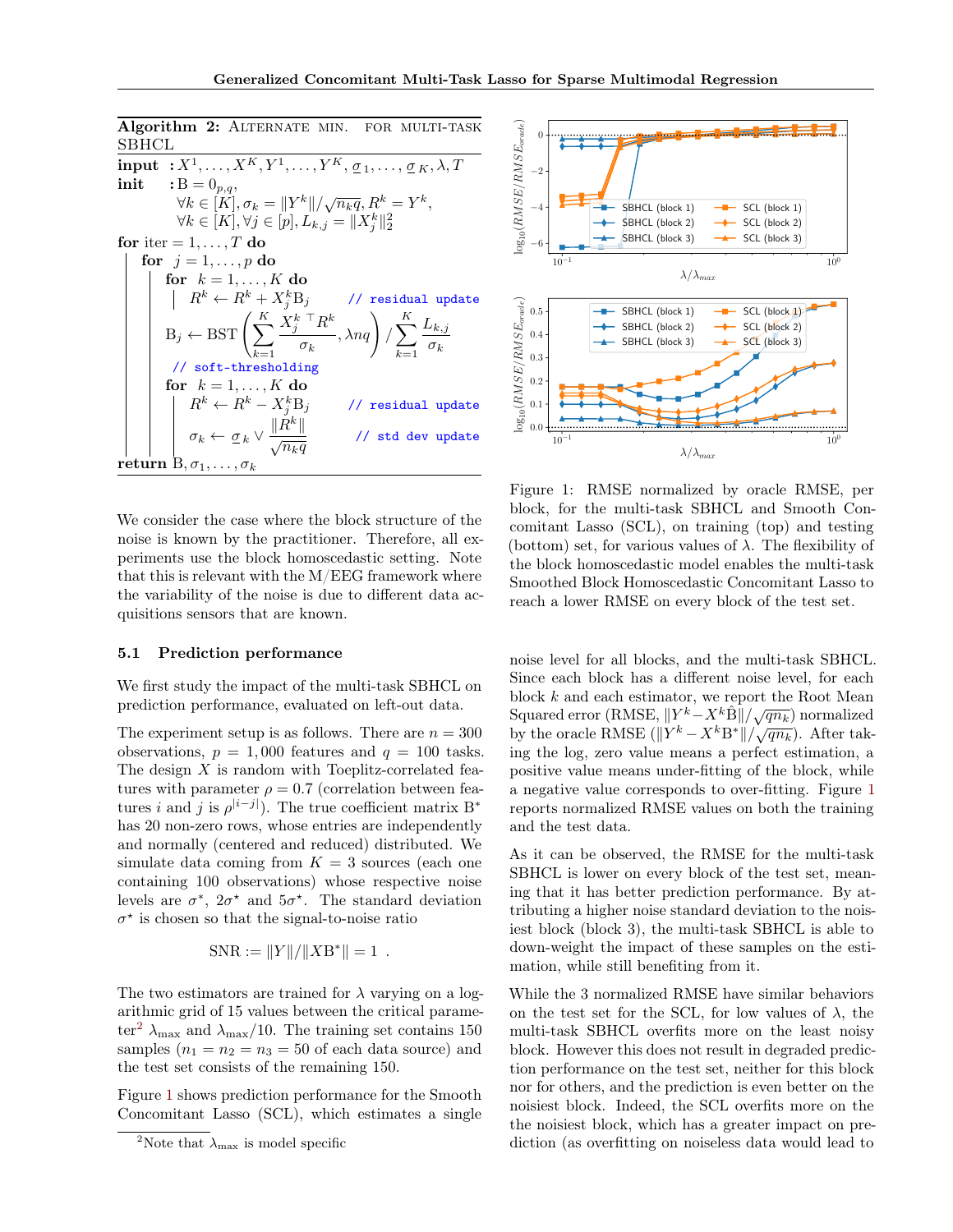**Algorithm 2:** ALTERNATE MIN. FOR MULTI-TASK SBHCL

**input** : $X^1, \ldots, X^K, Y^1, \ldots, Y^K, \underline{\sigma}_1, \ldots, \underline{\sigma}_K, \lambda, T$

**init** : $\mathrm{B} = 0_{p,q}$,
$\forall k \in [K], \sigma_k = \|Y^k\|/\sqrt{n_k q}, R^k = Y^k$,
$\forall k \in [K], \forall j \in [p], L_{k,j} = \|X_j^k\|_2^2$

**for** iter $= 1, \ldots, T$ **do**
  **for** $j = 1, \ldots, p$ **do**
    **for** $k = 1, \ldots, K$ **do**
      $R^k \leftarrow R^k + X_j^k \mathrm{B}_j$ // residual update
    $\mathrm{B}_j \leftarrow \mathrm{BST}\left(\sum_{k=1}^{K} \frac{X_j^{k\top} R^k}{\sigma_k}, \lambda n q\right) / \sum_{k=1}^{K} \frac{L_{k,j}}{\sigma_k}$
    // soft-thresholding
    **for** $k = 1, \ldots, K$ **do**
      $R^k \leftarrow R^k - X_j^k \mathrm{B}_j$ // residual update
      $\sigma_k \leftarrow \underline{\sigma}_k \vee \frac{\|R^k\|}{\sqrt{n_k q}}$ // std dev update

**return** $\mathrm{B}, \sigma_1, \ldots, \sigma_k$

We consider the case where the block structure of the noise is known by the practitioner. Therefore, all experiments use the block homoscedastic setting. Note that this is relevant with the M/EEG framework where the variability of the noise is due to different data acquisitions sensors that are known.

### 5.1 Prediction performance

We first study the impact of the multi-task SBHCL on prediction performance, evaluated on left-out data.

The experiment setup is as follows. There are $n = 300$ observations, $p = 1,000$ features and $q = 100$ tasks. The design $X$ is random with Toeplitz-correlated features with parameter $\rho = 0.7$ (correlation between features $i$ and $j$ is $\rho^{|i-j|}$). The true coefficient matrix $\mathrm{B}^*$ has 20 non-zero rows, whose entries are independently and normally (centered and reduced) distributed. We simulate data coming from $K = 3$ sources (each one containing 100 observations) whose respective noise levels are $\sigma^*$, $2\sigma^\star$ and $5\sigma^\star$. The standard deviation $\sigma^\star$ is chosen so that the signal-to-noise ratio

$$\mathrm{SNR} := \|Y\|/\|X\mathrm{B}^*\| = 1 \enspace .$$

The two estimators are trained for $\lambda$ varying on a logarithmic grid of 15 values between the critical parameter[2] $\lambda_{\max}$ and $\lambda_{\max}/10$. The training set contains 150 samples ($n_1 = n_2 = n_3 = 50$ of each data source) and the test set consists of the remaining 150.

Figure 1 shows prediction performance for the Smooth Concomitant Lasso (SCL), which estimates a single noise level for all blocks, and the multi-task SBHCL. Since each block has a different noise level, for each block $k$ and each estimator, we report the Root Mean Squared error (RMSE, $\|Y^k - X^k \hat{\mathrm{B}}\|/\sqrt{qn_k}$) normalized by the oracle RMSE ($\|Y^k - X^k \mathrm{B}^*\|/\sqrt{qn_k}$). After taking the log, zero value means a perfect estimation, a positive value means under-fitting of the block, while a negative value corresponds to over-fitting. Figure 1 reports normalized RMSE values on both the training and the test data.

Figure 1: RMSE normalized by oracle RMSE, per block, for the multi-task SBHCL and Smooth Concomitant Lasso (SCL), on training (top) and testing (bottom) set, for various values of $\lambda$. The flexibility of the block homoscedastic model enables the multi-task Smoothed Block Homoscedastic Concomitant Lasso to reach a lower RMSE on every block of the test set.

As it can be observed, the RMSE for the multi-task SBHCL is lower on every block of the test set, meaning that it has better prediction performance. By attributing a higher noise standard deviation to the noisiest block (block 3), the multi-task SBHCL is able to down-weight the impact of these samples on the estimation, while still benefiting from it.

While the 3 normalized RMSE have similar behaviors on the test set for the SCL, for low values of $\lambda$, the multi-task SBHCL overfits more on the least noisy block. However this does not result in degraded prediction performance on the test set, neither for this block nor for others, and the prediction is even better on the noisiest block. Indeed, the SCL overfits more on the the noisiest block, which has a greater impact on prediction (as overfitting on noiseless data would lead to

[2] Note that $\lambda_{\max}$ is model specific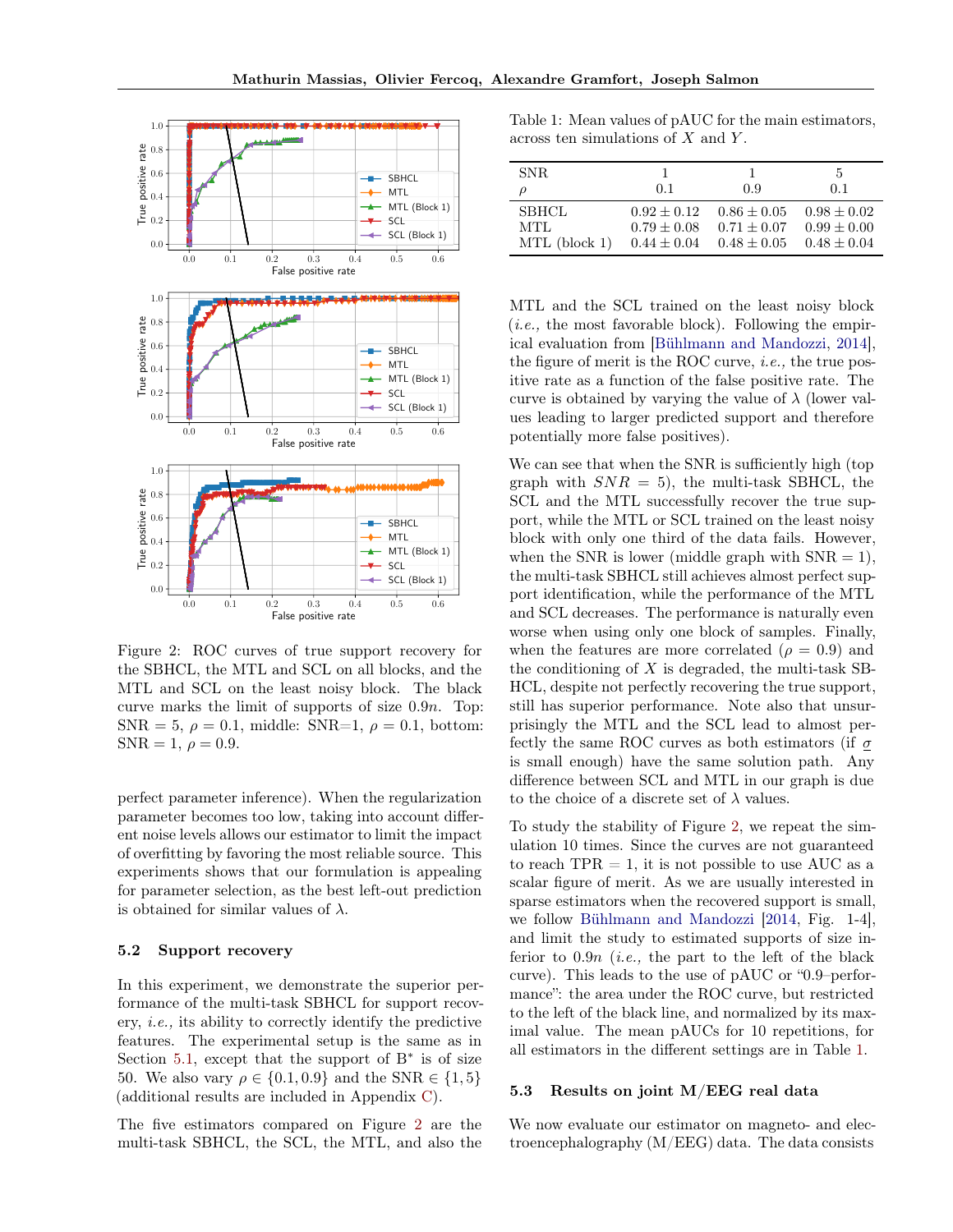Figure 2: ROC curves of true support recovery for the SBHCL, the MTL and SCL on all blocks, and the MTL and SCL on the least noisy block. The black curve marks the limit of supports of size $0.9n$. Top: SNR = 5, $\rho = 0.1$, middle: SNR=1, $\rho = 0.1$, bottom: SNR = 1, $\rho = 0.9$.

perfect parameter inference). When the regularization parameter becomes too low, taking into account different noise levels allows our estimator to limit the impact of overfitting by favoring the most reliable source. This experiments shows that our formulation is appealing for parameter selection, as the best left-out prediction is obtained for similar values of $\lambda$.

### 5.2 Support recovery

In this experiment, we demonstrate the superior performance of the multi-task SBHCL for support recovery, *i.e.,* its ability to correctly identify the predictive features. The experimental setup is the same as in Section 5.1, except that the support of $\mathrm{B}^*$ is of size 50. We also vary $\rho \in \{0.1, 0.9\}$ and the SNR $\in \{1, 5\}$ (additional results are included in Appendix C).

The five estimators compared on Figure 2 are the multi-task SBHCL, the SCL, the MTL, and also the MTL and the SCL trained on the least noisy block (*i.e.,* the most favorable block). Following the empirical evaluation from [Bühlmann and Mandozzi, 2014], the figure of merit is the ROC curve, *i.e.,* the true positive rate as a function of the false positive rate. The curve is obtained by varying the value of $\lambda$ (lower values leading to larger predicted support and therefore potentially more false positives).

Table 1: Mean values of pAUC for the main estimators, across ten simulations of $X$ and $Y$.

| SNR | 1 | 1 | 5 |
|---|---|---|---|
| $\rho$ | 0.1 | 0.9 | 0.1 |
| SBHCL | $0.92 \pm 0.12$ | $0.86 \pm 0.05$ | $0.98 \pm 0.02$ |
| MTL | $0.79 \pm 0.08$ | $0.71 \pm 0.07$ | $0.99 \pm 0.00$ |
| MTL (block 1) | $0.44 \pm 0.04$ | $0.48 \pm 0.05$ | $0.48 \pm 0.04$ |

We can see that when the SNR is sufficiently high (top graph with $SNR = 5$), the multi-task SBHCL, the SCL and the MTL successfully recover the true support, while the MTL or SCL trained on the least noisy block with only one third of the data fails. However, when the SNR is lower (middle graph with SNR = 1), the multi-task SBHCL still achieves almost perfect support identification, while the performance of the MTL and SCL decreases. The performance is naturally even worse when using only one block of samples. Finally, when the features are more correlated ($\rho = 0.9$) and the conditioning of $X$ is degraded, the multi-task SBHCL, despite not perfectly recovering the true support, still has superior performance. Note also that unsurprisingly the MTL and the SCL lead to almost perfectly the same ROC curves as both estimators (if $\underline{\sigma}$ is small enough) have the same solution path. Any difference between SCL and MTL in our graph is due to the choice of a discrete set of $\lambda$ values.

To study the stability of Figure 2, we repeat the simulation 10 times. Since the curves are not guaranteed to reach TPR = 1, it is not possible to use AUC as a scalar figure of merit. As we are usually interested in sparse estimators when the recovered support is small, we follow Bühlmann and Mandozzi [2014, Fig. 1-4], and limit the study to estimated supports of size inferior to $0.9n$ (*i.e.,* the part to the left of the black curve). This leads to the use of pAUC or "0.9–performance": the area under the ROC curve, but restricted to the left of the black line, and normalized by its maximal value. The mean pAUCs for 10 repetitions, for all estimators in the different settings are in Table 1.

### 5.3 Results on joint M/EEG real data

We now evaluate our estimator on magneto- and electroencephalography (M/EEG) data. The data consists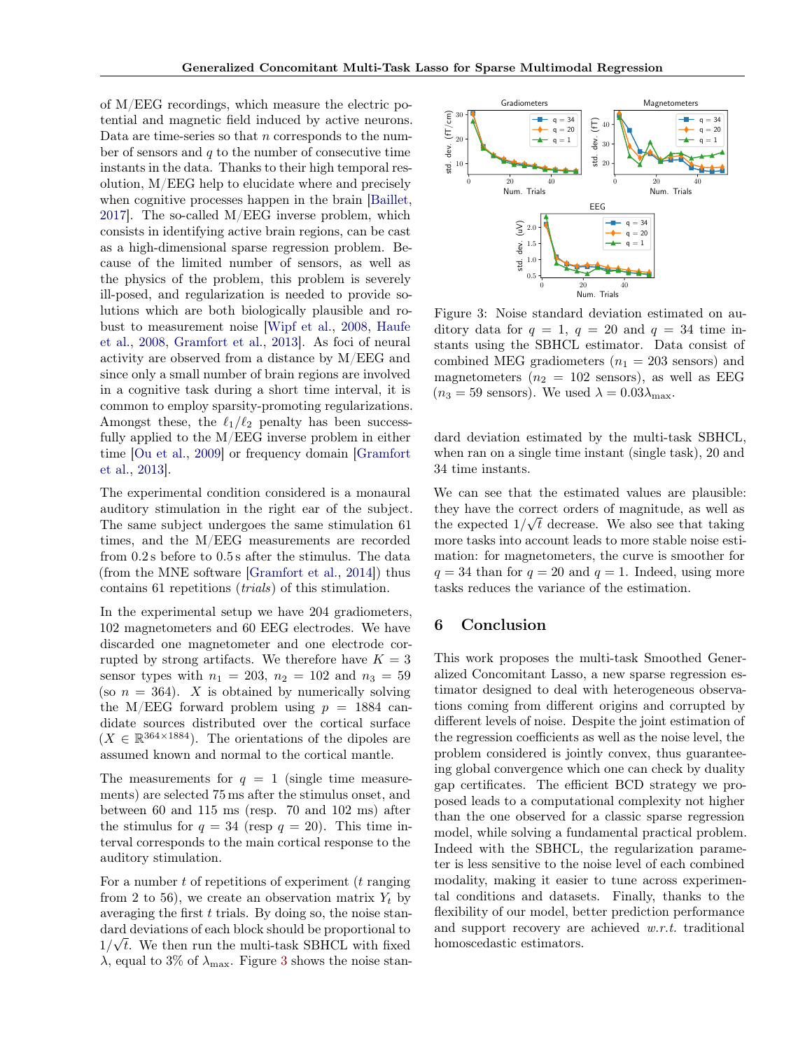of M/EEG recordings, which measure the electric potential and magnetic field induced by active neurons. Data are time-series so that $n$ corresponds to the number of sensors and $q$ to the number of consecutive time instants in the data. Thanks to their high temporal resolution, M/EEG help to elucidate where and precisely when cognitive processes happen in the brain [Baillet, 2017]. The so-called M/EEG inverse problem, which consists in identifying active brain regions, can be cast as a high-dimensional sparse regression problem. Because of the limited number of sensors, as well as the physics of the problem, this problem is severely ill-posed, and regularization is needed to provide solutions which are both biologically plausible and robust to measurement noise [Wipf et al., 2008, Haufe et al., 2008, Gramfort et al., 2013]. As foci of neural activity are observed from a distance by M/EEG and since only a small number of brain regions are involved in a cognitive task during a short time interval, it is common to employ sparsity-promoting regularizations. Amongst these, the $\ell_1/\ell_2$ penalty has been successfully applied to the M/EEG inverse problem in either time [Ou et al., 2009] or frequency domain [Gramfort et al., 2013].

The experimental condition considered is a monaural auditory stimulation in the right ear of the subject. The same subject undergoes the same stimulation 61 times, and the M/EEG measurements are recorded from 0.2 s before to 0.5 s after the stimulus. The data (from the MNE software [Gramfort et al., 2014]) thus contains 61 repetitions (*trials*) of this stimulation.

In the experimental setup we have 204 gradiometers, 102 magnetometers and 60 EEG electrodes. We have discarded one magnetometer and one electrode corrupted by strong artifacts. We therefore have $K = 3$ sensor types with $n_1 = 203$, $n_2 = 102$ and $n_3 = 59$ (so $n = 364$). $X$ is obtained by numerically solving the M/EEG forward problem using $p = 1884$ candidate sources distributed over the cortical surface ($X \in \mathbb{R}^{364\times 1884}$). The orientations of the dipoles are assumed known and normal to the cortical mantle.

The measurements for $q = 1$ (single time measurements) are selected 75 ms after the stimulus onset, and between 60 and 115 ms (resp. 70 and 102 ms) after the stimulus for $q = 34$ (resp $q = 20$). This time interval corresponds to the main cortical response to the auditory stimulation.

For a number $t$ of repetitions of experiment ($t$ ranging from 2 to 56), we create an observation matrix $Y_t$ by averaging the first $t$ trials. By doing so, the noise standard deviations of each block should be proportional to $1/\sqrt{t}$. We then run the multi-task SBHCL with fixed $\lambda$, equal to 3% of $\lambda_{\max}$. Figure 3 shows the noise standard deviation estimated by the multi-task SBHCL, when ran on a single time instant (single task), 20 and 34 time instants.

Figure 3: Noise standard deviation estimated on auditory data for $q = 1$, $q = 20$ and $q = 34$ time instants using the SBHCL estimator. Data consist of combined MEG gradiometers ($n_1 = 203$ sensors) and magnetometers ($n_2 = 102$ sensors), as well as EEG ($n_3 = 59$ sensors). We used $\lambda = 0.03\lambda_{\max}$.

We can see that the estimated values are plausible: they have the correct orders of magnitude, as well as the expected $1/\sqrt{t}$ decrease. We also see that taking more tasks into account leads to more stable noise estimation: for magnetometers, the curve is smoother for $q = 34$ than for $q = 20$ and $q = 1$. Indeed, using more tasks reduces the variance of the estimation.

## 6 Conclusion

This work proposes the multi-task Smoothed Generalized Concomitant Lasso, a new sparse regression estimator designed to deal with heterogeneous observations coming from different origins and corrupted by different levels of noise. Despite the joint estimation of the regression coefficients as well as the noise level, the problem considered is jointly convex, thus guaranteeing global convergence which one can check by duality gap certificates. The efficient BCD strategy we proposed leads to a computational complexity not higher than the one observed for a classic sparse regression model, while solving a fundamental practical problem. Indeed with the SBHCL, the regularization parameter is less sensitive to the noise level of each combined modality, making it easier to tune across experimental conditions and datasets. Finally, thanks to the flexibility of our model, better prediction performance and support recovery are achieved *w.r.t.* traditional homoscedastic estimators.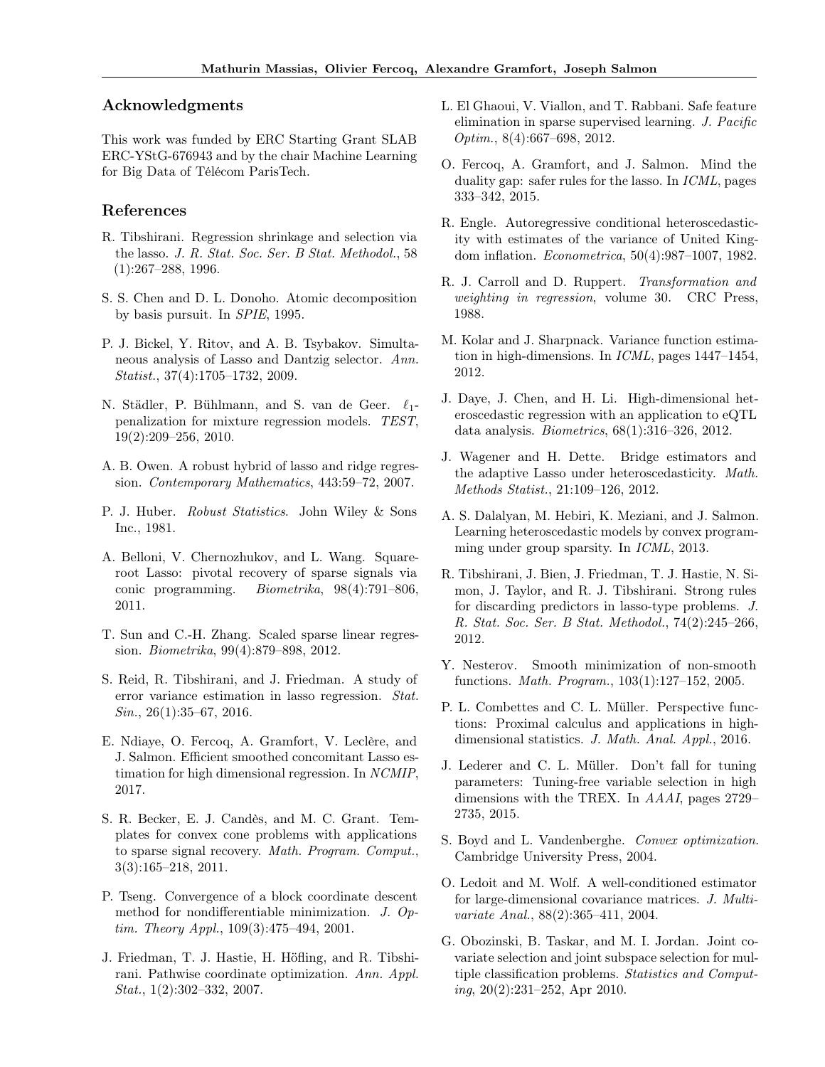## Acknowledgments

This work was funded by ERC Starting Grant SLAB ERC-YStG-676943 and by the chair Machine Learning for Big Data of Télécom ParisTech.

## References

R. Tibshirani. Regression shrinkage and selection via the lasso. *J. R. Stat. Soc. Ser. B Stat. Methodol.*, 58 (1):267–288, 1996.

S. S. Chen and D. L. Donoho. Atomic decomposition by basis pursuit. In *SPIE*, 1995.

P. J. Bickel, Y. Ritov, and A. B. Tsybakov. Simultaneous analysis of Lasso and Dantzig selector. *Ann. Statist.*, 37(4):1705–1732, 2009.

N. Städler, P. Bühlmann, and S. van de Geer. $\ell_1$-penalization for mixture regression models. *TEST*, 19(2):209–256, 2010.

A. B. Owen. A robust hybrid of lasso and ridge regression. *Contemporary Mathematics*, 443:59–72, 2007.

P. J. Huber. *Robust Statistics*. John Wiley & Sons Inc., 1981.

A. Belloni, V. Chernozhukov, and L. Wang. Square-root Lasso: pivotal recovery of sparse signals via conic programming. *Biometrika*, 98(4):791–806, 2011.

T. Sun and C.-H. Zhang. Scaled sparse linear regression. *Biometrika*, 99(4):879–898, 2012.

S. Reid, R. Tibshirani, and J. Friedman. A study of error variance estimation in lasso regression. *Stat. Sin.*, 26(1):35–67, 2016.

E. Ndiaye, O. Fercoq, A. Gramfort, V. Leclère, and J. Salmon. Efficient smoothed concomitant Lasso estimation for high dimensional regression. In *NCMIP*, 2017.

S. R. Becker, E. J. Candès, and M. C. Grant. Templates for convex cone problems with applications to sparse signal recovery. *Math. Program. Comput.*, 3(3):165–218, 2011.

P. Tseng. Convergence of a block coordinate descent method for nondifferentiable minimization. *J. Optim. Theory Appl.*, 109(3):475–494, 2001.

J. Friedman, T. J. Hastie, H. Höfling, and R. Tibshirani. Pathwise coordinate optimization. *Ann. Appl. Stat.*, 1(2):302–332, 2007.

L. El Ghaoui, V. Viallon, and T. Rabbani. Safe feature elimination in sparse supervised learning. *J. Pacific Optim.*, 8(4):667–698, 2012.

O. Fercoq, A. Gramfort, and J. Salmon. Mind the duality gap: safer rules for the lasso. In *ICML*, pages 333–342, 2015.

R. Engle. Autoregressive conditional heteroscedasticity with estimates of the variance of United Kingdom inflation. *Econometrica*, 50(4):987–1007, 1982.

R. J. Carroll and D. Ruppert. *Transformation and weighting in regression*, volume 30. CRC Press, 1988.

M. Kolar and J. Sharpnack. Variance function estimation in high-dimensions. In *ICML*, pages 1447–1454, 2012.

J. Daye, J. Chen, and H. Li. High-dimensional heteroscedastic regression with an application to eQTL data analysis. *Biometrics*, 68(1):316–326, 2012.

J. Wagener and H. Dette. Bridge estimators and the adaptive Lasso under heteroscedasticity. *Math. Methods Statist.*, 21:109–126, 2012.

A. S. Dalalyan, M. Hebiri, K. Meziani, and J. Salmon. Learning heteroscedastic models by convex programming under group sparsity. In *ICML*, 2013.

R. Tibshirani, J. Bien, J. Friedman, T. J. Hastie, N. Simon, J. Taylor, and R. J. Tibshirani. Strong rules for discarding predictors in lasso-type problems. *J. R. Stat. Soc. Ser. B Stat. Methodol.*, 74(2):245–266, 2012.

Y. Nesterov. Smooth minimization of non-smooth functions. *Math. Program.*, 103(1):127–152, 2005.

P. L. Combettes and C. L. Müller. Perspective functions: Proximal calculus and applications in high-dimensional statistics. *J. Math. Anal. Appl.*, 2016.

J. Lederer and C. L. Müller. Don't fall for tuning parameters: Tuning-free variable selection in high dimensions with the TREX. In *AAAI*, pages 2729–2735, 2015.

S. Boyd and L. Vandenberghe. *Convex optimization*. Cambridge University Press, 2004.

O. Ledoit and M. Wolf. A well-conditioned estimator for large-dimensional covariance matrices. *J. Multivariate Anal.*, 88(2):365–411, 2004.

G. Obozinski, B. Taskar, and M. I. Jordan. Joint covariate selection and joint subspace selection for multiple classification problems. *Statistics and Computing*, 20(2):231–252, Apr 2010.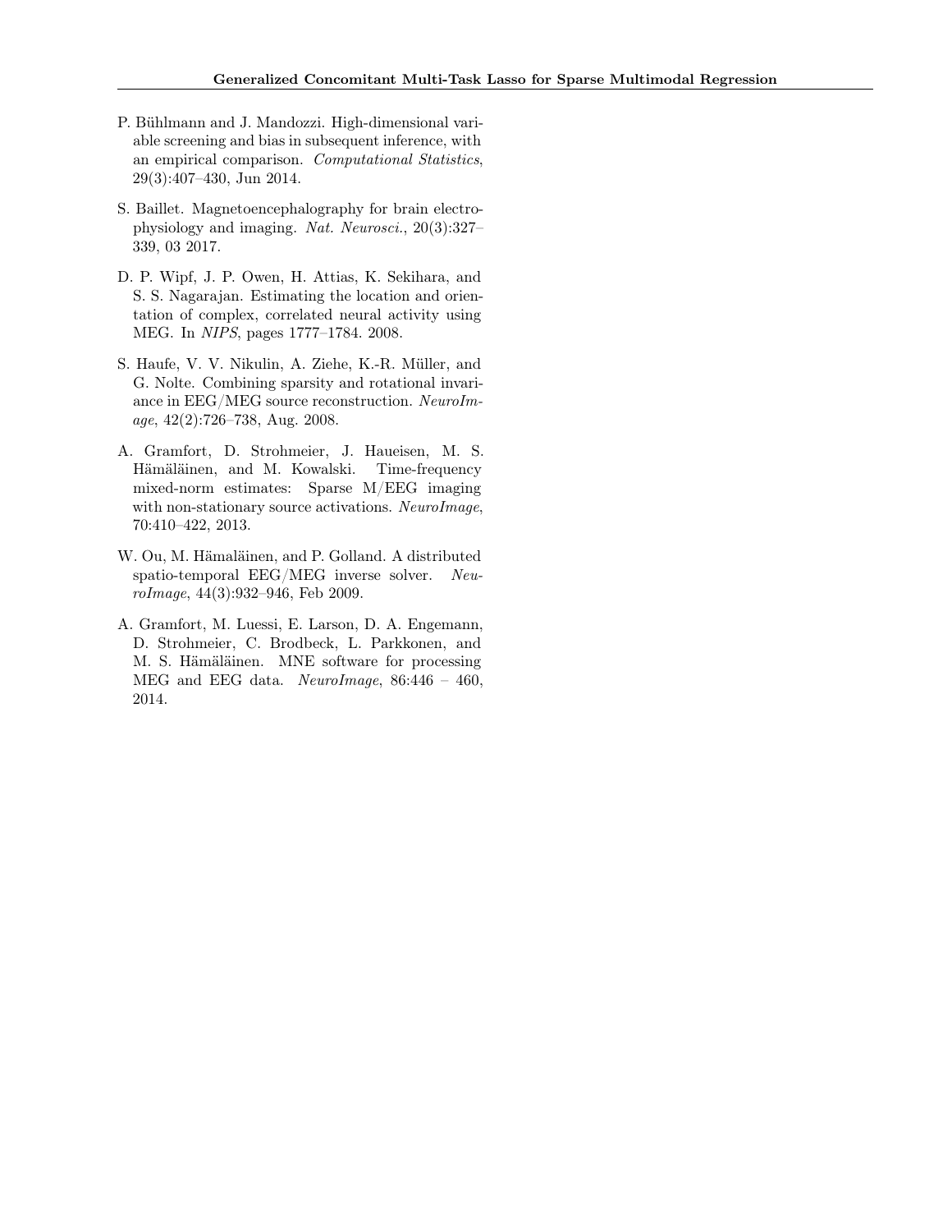P. Bühlmann and J. Mandozzi. High-dimensional variable screening and bias in subsequent inference, with an empirical comparison. *Computational Statistics*, 29(3):407–430, Jun 2014.

S. Baillet. Magnetoencephalography for brain electrophysiology and imaging. *Nat. Neurosci.*, 20(3):327–339, 03 2017.

D. P. Wipf, J. P. Owen, H. Attias, K. Sekihara, and S. S. Nagarajan. Estimating the location and orientation of complex, correlated neural activity using MEG. In *NIPS*, pages 1777–1784. 2008.

S. Haufe, V. V. Nikulin, A. Ziehe, K.-R. Müller, and G. Nolte. Combining sparsity and rotational invariance in EEG/MEG source reconstruction. *NeuroImage*, 42(2):726–738, Aug. 2008.

A. Gramfort, D. Strohmeier, J. Haueisen, M. S. Hämäläinen, and M. Kowalski. Time-frequency mixed-norm estimates: Sparse M/EEG imaging with non-stationary source activations. *NeuroImage*, 70:410–422, 2013.

W. Ou, M. Hämaläinen, and P. Golland. A distributed spatio-temporal EEG/MEG inverse solver. *NeuroImage*, 44(3):932–946, Feb 2009.

A. Gramfort, M. Luessi, E. Larson, D. A. Engemann, D. Strohmeier, C. Brodbeck, L. Parkkonen, and M. S. Hämäläinen. MNE software for processing MEG and EEG data. *NeuroImage*, 86:446 – 460, 2014.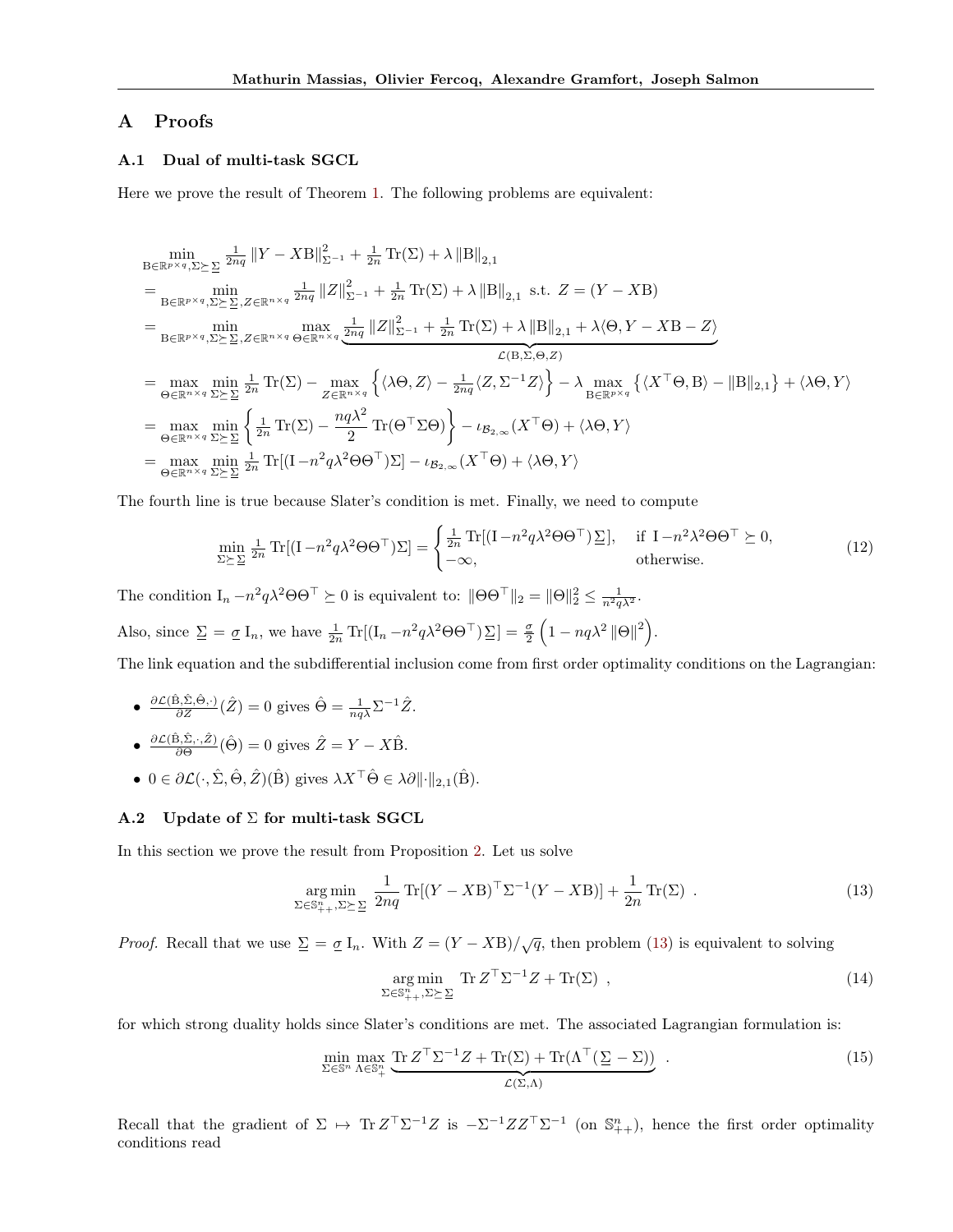# A Proofs

## A.1 Dual of multi-task SGCL

Here we prove the result of Theorem 1. The following problems are equivalent:

$$
\begin{aligned}
&\min_{\mathrm{B}\in\mathbb{R}^{p\times q},\Sigma\succeq\underline{\Sigma}} \tfrac{1}{2nq}\left\|Y-X\mathrm{B}\right\|_{\Sigma^{-1}}^2+\tfrac{1}{2n}\operatorname{Tr}(\Sigma)+\lambda\left\|\mathrm{B}\right\|_{2,1}\\
&=\min_{\mathrm{B}\in\mathbb{R}^{p\times q},\Sigma\succeq\underline{\Sigma},Z\in\mathbb{R}^{n\times q}} \tfrac{1}{2nq}\left\|Z\right\|_{\Sigma^{-1}}^2+\tfrac{1}{2n}\operatorname{Tr}(\Sigma)+\lambda\left\|\mathrm{B}\right\|_{2,1}\ \text{ s.t. } Z=(Y-X\mathrm{B})\\
&=\min_{\mathrm{B}\in\mathbb{R}^{p\times q},\Sigma\succeq\underline{\Sigma},Z\in\mathbb{R}^{n\times q}}\ \max_{\Theta\in\mathbb{R}^{n\times q}} \underbrace{\tfrac{1}{2nq}\left\|Z\right\|_{\Sigma^{-1}}^2+\tfrac{1}{2n}\operatorname{Tr}(\Sigma)+\lambda\left\|\mathrm{B}\right\|_{2,1}+\lambda\langle\Theta,Y-X\mathrm{B}-Z\rangle}_{\mathcal{L}(\mathrm{B},\Sigma,\Theta,Z)}\\
&=\max_{\Theta\in\mathbb{R}^{n\times q}}\min_{\Sigma\succeq\underline{\Sigma}} \tfrac{1}{2n}\operatorname{Tr}(\Sigma)-\max_{Z\in\mathbb{R}^{n\times q}}\left\{\langle\lambda\Theta,Z\rangle-\tfrac{1}{2nq}\langle Z,\Sigma^{-1}Z\rangle\right\}-\lambda\max_{\mathrm{B}\in\mathbb{R}^{p\times q}}\left\{\langle X^\top\Theta,\mathrm{B}\rangle-\left\|\mathrm{B}\right\|_{2,1}\right\}+\langle\lambda\Theta,Y\rangle\\
&=\max_{\Theta\in\mathbb{R}^{n\times q}}\min_{\Sigma\succeq\underline{\Sigma}}\left\{\tfrac{1}{2n}\operatorname{Tr}(\Sigma)-\frac{nq\lambda^2}{2}\operatorname{Tr}(\Theta^\top\Sigma\Theta)\right\}-\iota_{\mathcal{B}_{2,\infty}}(X^\top\Theta)+\langle\lambda\Theta,Y\rangle\\
&=\max_{\Theta\in\mathbb{R}^{n\times q}}\min_{\Sigma\succeq\underline{\Sigma}} \tfrac{1}{2n}\operatorname{Tr}[(\mathrm{I}-n^2q\lambda^2\Theta\Theta^\top)\Sigma]-\iota_{\mathcal{B}_{2,\infty}}(X^\top\Theta)+\langle\lambda\Theta,Y\rangle
\end{aligned}
$$

The fourth line is true because Slater's condition is met. Finally, we need to compute

$$
\min_{\Sigma\succeq\underline{\Sigma}} \tfrac{1}{2n}\operatorname{Tr}[(\mathrm{I}-n^2q\lambda^2\Theta\Theta^\top)\Sigma]=\begin{cases}\tfrac{1}{2n}\operatorname{Tr}[(\mathrm{I}-n^2q\lambda^2\Theta\Theta^\top)\underline{\Sigma}], & \text{if } \mathrm{I}-n^2\lambda^2\Theta\Theta^\top\succeq 0,\\ -\infty, & \text{otherwise.}\end{cases} \tag{12}
$$

The condition $\mathrm{I}_n-n^2q\lambda^2\Theta\Theta^\top\succeq 0$ is equivalent to: $\|\Theta\Theta^\top\|_2=\|\Theta\|_2^2\leq\frac{1}{n^2q\lambda^2}$.

Also, since $\underline{\Sigma}=\underline{\sigma}\,\mathrm{I}_n$, we have $\frac{1}{2n}\operatorname{Tr}[(\mathrm{I}_n-n^2q\lambda^2\Theta\Theta^\top)\underline{\Sigma}]=\frac{\underline{\sigma}}{2}\left(1-nq\lambda^2\left\|\Theta\right\|^2\right)$.

The link equation and the subdifferential inclusion come from first order optimality conditions on the Lagrangian:

- $\frac{\partial\mathcal{L}(\hat{\mathrm{B}},\hat{\Sigma},\hat{\Theta},\cdot)}{\partial Z}(\hat{Z})=0$ gives $\hat{\Theta}=\frac{1}{nq\lambda}\Sigma^{-1}\hat{Z}$.
- $\frac{\partial\mathcal{L}(\hat{\mathrm{B}},\hat{\Sigma},\cdot,\hat{Z})}{\partial\Theta}(\hat{\Theta})=0$ gives $\hat{Z}=Y-X\hat{\mathrm{B}}$.
- $0\in\partial\mathcal{L}(\cdot,\hat{\Sigma},\hat{\Theta},\hat{Z})(\hat{\mathrm{B}})$ gives $\lambda X^\top\hat{\Theta}\in\lambda\partial\|\cdot\|_{2,1}(\hat{\mathrm{B}})$.

## A.2 Update of $\Sigma$ for multi-task SGCL

In this section we prove the result from Proposition 2. Let us solve

$$
\operatorname*{arg\,min}_{\Sigma\in\mathbb{S}^n_{++},\Sigma\succeq\underline{\Sigma}} \frac{1}{2nq}\operatorname{Tr}[(Y-X\mathrm{B})^\top\Sigma^{-1}(Y-X\mathrm{B})]+\frac{1}{2n}\operatorname{Tr}(\Sigma)\ . \tag{13}
$$

*Proof.* Recall that we use $\underline{\Sigma}=\underline{\sigma}\,\mathrm{I}_n$. With $Z=(Y-X\mathrm{B})/\sqrt{q}$, then problem (13) is equivalent to solving

$$
\operatorname*{arg\,min}_{\Sigma\in\mathbb{S}^n_{++},\Sigma\succeq\underline{\Sigma}} \operatorname{Tr}Z^\top\Sigma^{-1}Z+\operatorname{Tr}(\Sigma)\ , \tag{14}
$$

for which strong duality holds since Slater's conditions are met. The associated Lagrangian formulation is:

$$
\min_{\Sigma\in\mathbb{S}^n}\max_{\Lambda\in\mathbb{S}^n_+}\underbrace{\operatorname{Tr}Z^\top\Sigma^{-1}Z+\operatorname{Tr}(\Sigma)+\operatorname{Tr}(\Lambda^\top(\underline{\Sigma}-\Sigma))}_{\mathcal{L}(\Sigma,\Lambda)}\ . \tag{15}
$$

Recall that the gradient of $\Sigma\mapsto\operatorname{Tr}Z^\top\Sigma^{-1}Z$ is $-\Sigma^{-1}ZZ^\top\Sigma^{-1}$ (on $\mathbb{S}^n_{++}$), hence the first order optimality conditions read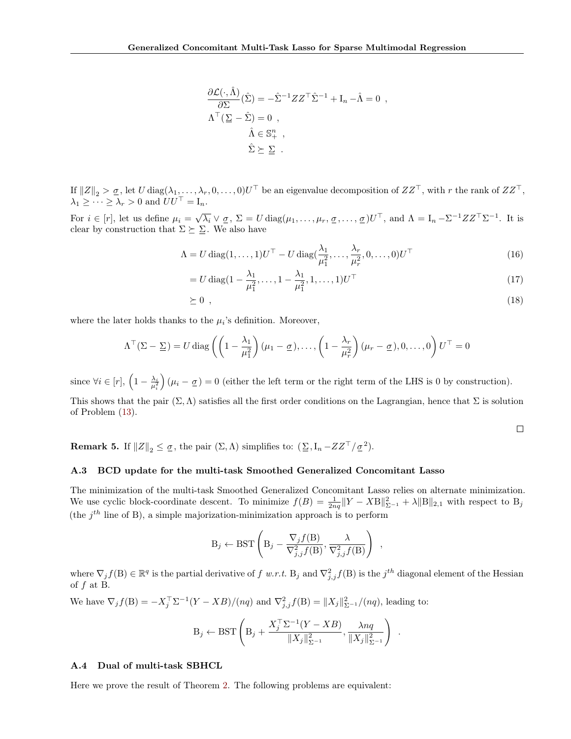$$
\begin{aligned}
\frac{\partial \mathcal{L}(\cdot, \hat{\Lambda})}{\partial \Sigma}(\hat{\Sigma}) &= -\hat{\Sigma}^{-1} Z Z^\top \hat{\Sigma}^{-1} + \mathrm{I}_n - \hat{\Lambda} = 0 \ , \\
\Lambda^\top (\underline{\Sigma} - \hat{\Sigma}) &= 0 \ , \\
\hat{\Lambda} &\in \mathbb{S}_+^n \ , \\
\hat{\Sigma} &\succeq \underline{\Sigma} \ .
\end{aligned}
$$

If $\|Z\|_2 > \underline{\sigma}$, let $U \operatorname{diag}(\lambda_1, \ldots, \lambda_r, 0, \ldots, 0) U^\top$ be an eigenvalue decomposition of $ZZ^\top$, with $r$ the rank of $ZZ^\top$, $\lambda_1 \geq \cdots \geq \lambda_r > 0$ and $UU^\top = \mathrm{I}_n$.

For $i \in [r]$, let us define $\mu_i = \sqrt{\lambda_i} \vee \underline{\sigma}$, $\Sigma = U \operatorname{diag}(\mu_1, \ldots, \mu_r, \underline{\sigma}, \ldots, \underline{\sigma}) U^\top$, and $\Lambda = \mathrm{I}_n - \Sigma^{-1} Z Z^\top \Sigma^{-1}$. It is clear by construction that $\Sigma \succeq \underline{\Sigma}$. We also have

$$
\begin{aligned}
\Lambda &= U \operatorname{diag}(1, \ldots, 1) U^\top - U \operatorname{diag}(\frac{\lambda_1}{\mu_1^2}, \ldots, \frac{\lambda_r}{\mu_r^2}, 0, \ldots, 0) U^\top && (16) \\
&= U \operatorname{diag}(1 - \frac{\lambda_1}{\mu_1^2}, \ldots, 1 - \frac{\lambda_1}{\mu_1^2}, 1, \ldots, 1) U^\top && (17) \\
&\succeq 0 \ , && (18)
\end{aligned}
$$

where the later holds thanks to the $\mu_i$'s definition. Moreover,

$$
\Lambda^\top (\Sigma - \underline{\Sigma}) = U \operatorname{diag}\left( \left(1 - \frac{\lambda_1}{\mu_1^2}\right)(\mu_1 - \underline{\sigma}), \ldots, \left(1 - \frac{\lambda_r}{\mu_r^2}\right)(\mu_r - \underline{\sigma}), 0, \ldots, 0 \right) U^\top = 0
$$

since $\forall i \in [r]$, $\left(1 - \frac{\lambda_i}{\mu_i^2}\right)(\mu_i - \underline{\sigma}) = 0$ (either the left term or the right term of the LHS is 0 by construction).

This shows that the pair $(\Sigma, \Lambda)$ satisfies all the first order conditions on the Lagrangian, hence that $\Sigma$ is solution of Problem (13).

□

**Remark 5.** If $\|Z\|_2 \leq \underline{\sigma}$, the pair $(\Sigma, \Lambda)$ simplifies to: $(\underline{\Sigma}, \mathrm{I}_n - ZZ^\top / \underline{\sigma}^2)$.

### A.3 BCD update for the multi-task Smoothed Generalized Concomitant Lasso

The minimization of the multi-task Smoothed Generalized Concomitant Lasso relies on alternate minimization. We use cyclic block-coordinate descent. To minimize $f(B) = \frac{1}{2nq}\|Y - X\mathrm{B}\|_{\Sigma^{-1}}^2 + \lambda \|\mathrm{B}\|_{2,1}$ with respect to $\mathrm{B}_j$ (the $j^{th}$ line of B), a simple majorization-minimization approach is to perform

$$
\mathrm{B}_j \leftarrow \mathrm{BST}\left( \mathrm{B}_j - \frac{\nabla_j f(\mathrm{B})}{\nabla_{j,j}^2 f(\mathrm{B})}, \frac{\lambda}{\nabla_{j,j}^2 f(\mathrm{B})} \right) \ ,
$$

where $\nabla_j f(\mathrm{B}) \in \mathbb{R}^q$ is the partial derivative of $f$ *w.r.t.* $\mathrm{B}_j$ and $\nabla_{j,j}^2 f(\mathrm{B})$ is the $j^{th}$ diagonal element of the Hessian of $f$ at B.

We have $\nabla_j f(\mathrm{B}) = -X_j^\top \Sigma^{-1}(Y - XB)/(nq)$ and $\nabla_{j,j}^2 f(\mathrm{B}) = \|X_j\|_{\Sigma^{-1}}^2/(nq)$, leading to:

$$
\mathrm{B}_j \leftarrow \mathrm{BST}\left( \mathrm{B}_j + \frac{X_j^\top \Sigma^{-1}(Y - XB)}{\|X_j\|_{\Sigma^{-1}}^2}, \frac{\lambda nq}{\|X_j\|_{\Sigma^{-1}}^2} \right) \ .
$$

### A.4 Dual of multi-task SBHCL

Here we prove the result of Theorem 2. The following problems are equivalent: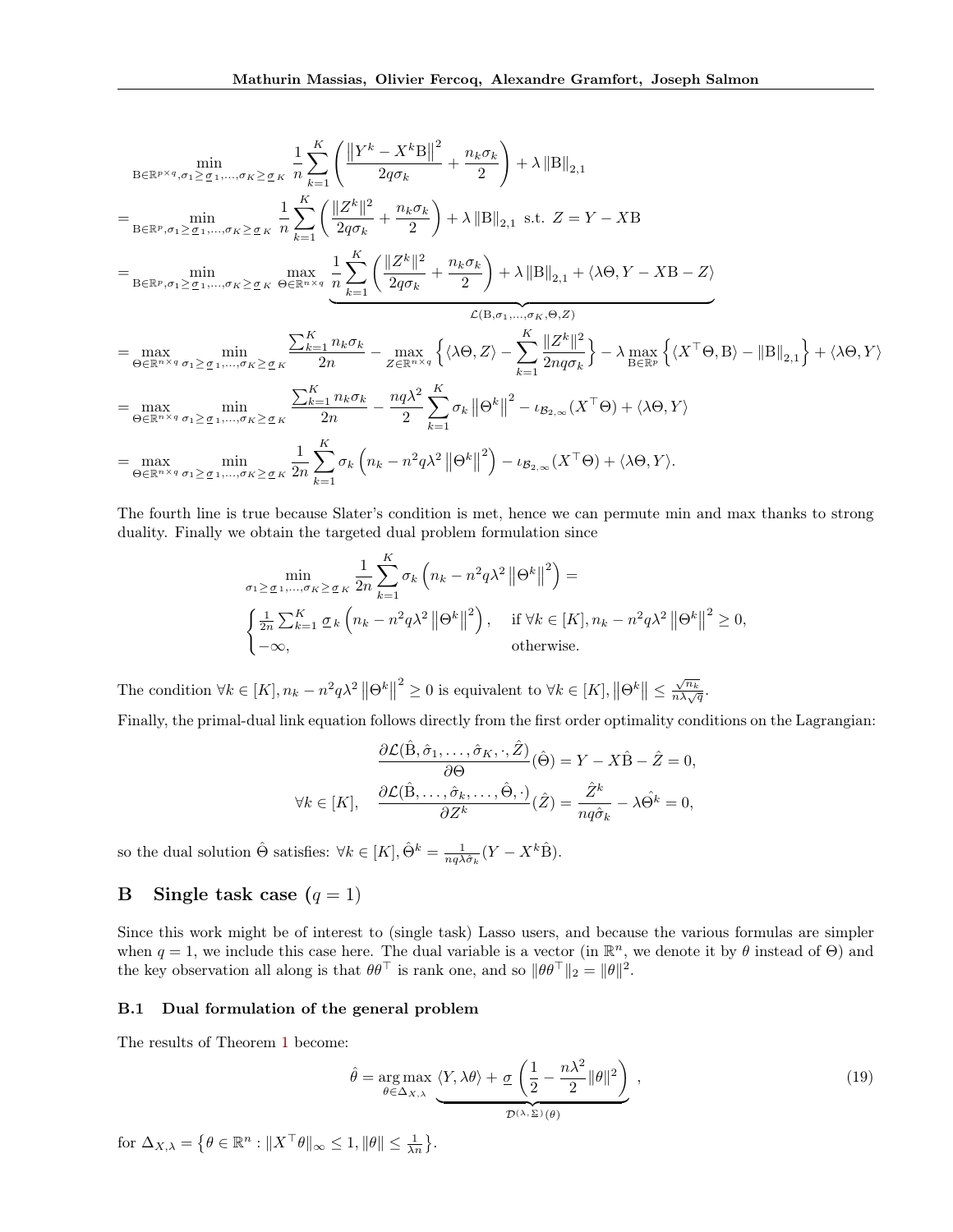$$
\begin{aligned}
&\min_{\mathrm{B}\in\mathbb{R}^{p\times q},\sigma_1\geq\underline{\sigma}_1,\dots,\sigma_K\geq\underline{\sigma}_K} \frac{1}{n}\sum_{k=1}^{K}\left(\frac{\left\|Y^k - X^k\mathrm{B}\right\|^2}{2q\sigma_k} + \frac{n_k\sigma_k}{2}\right) + \lambda\left\|\mathrm{B}\right\|_{2,1} \\
&= \min_{\mathrm{B}\in\mathbb{R}^{p},\sigma_1\geq\underline{\sigma}_1,\dots,\sigma_K\geq\underline{\sigma}_K} \frac{1}{n}\sum_{k=1}^{K}\left(\frac{\|Z^k\|^2}{2q\sigma_k} + \frac{n_k\sigma_k}{2}\right) + \lambda\left\|\mathrm{B}\right\|_{2,1} \text{ s.t. } Z = Y - X\mathrm{B} \\
&= \min_{\mathrm{B}\in\mathbb{R}^{p},\sigma_1\geq\underline{\sigma}_1,\dots,\sigma_K\geq\underline{\sigma}_K} \max_{\Theta\in\mathbb{R}^{n\times q}} \underbrace{\frac{1}{n}\sum_{k=1}^{K}\left(\frac{\|Z^k\|^2}{2q\sigma_k} + \frac{n_k\sigma_k}{2}\right) + \lambda\left\|\mathrm{B}\right\|_{2,1} + \langle\lambda\Theta, Y - X\mathrm{B} - Z\rangle}_{\mathcal{L}(\mathrm{B},\sigma_1,\dots,\sigma_K,\Theta,Z)} \\
&= \max_{\Theta\in\mathbb{R}^{n\times q}} \min_{\sigma_1\geq\underline{\sigma}_1,\dots,\sigma_K\geq\underline{\sigma}_K} \frac{\sum_{k=1}^{K} n_k\sigma_k}{2n} - \max_{Z\in\mathbb{R}^{n\times q}}\left\{\langle\lambda\Theta, Z\rangle - \sum_{k=1}^{K}\frac{\|Z^k\|^2}{2nq\sigma_k}\right\} - \lambda\max_{\mathrm{B}\in\mathbb{R}^{p}}\left\{\langle X^\top\Theta, \mathrm{B}\rangle - \left\|\mathrm{B}\right\|_{2,1}\right\} + \langle\lambda\Theta, Y\rangle \\
&= \max_{\Theta\in\mathbb{R}^{n\times q}} \min_{\sigma_1\geq\underline{\sigma}_1,\dots,\sigma_K\geq\underline{\sigma}_K} \frac{\sum_{k=1}^{K} n_k\sigma_k}{2n} - \frac{nq\lambda^2}{2}\sum_{k=1}^{K}\sigma_k\left\|\Theta^k\right\|^2 - \iota_{\mathcal{B}_{2,\infty}}(X^\top\Theta) + \langle\lambda\Theta, Y\rangle \\
&= \max_{\Theta\in\mathbb{R}^{n\times q}} \min_{\sigma_1\geq\underline{\sigma}_1,\dots,\sigma_K\geq\underline{\sigma}_K} \frac{1}{2n}\sum_{k=1}^{K}\sigma_k\left(n_k - n^2q\lambda^2\left\|\Theta^k\right\|^2\right) - \iota_{\mathcal{B}_{2,\infty}}(X^\top\Theta) + \langle\lambda\Theta, Y\rangle.
\end{aligned}
$$

The fourth line is true because Slater's condition is met, hence we can permute min and max thanks to strong duality. Finally we obtain the targeted dual problem formulation since

$$
\min_{\sigma_1\geq\underline{\sigma}_1,\dots,\sigma_K\geq\underline{\sigma}_K} \frac{1}{2n}\sum_{k=1}^{K}\sigma_k\left(n_k - n^2q\lambda^2\left\|\Theta^k\right\|^2\right) =
\begin{cases}
\frac{1}{2n}\sum_{k=1}^{K}\underline{\sigma}_k\left(n_k - n^2q\lambda^2\left\|\Theta^k\right\|^2\right), & \text{if } \forall k\in[K], n_k - n^2q\lambda^2\left\|\Theta^k\right\|^2 \geq 0, \\
-\infty, & \text{otherwise.}
\end{cases}
$$

The condition $\forall k\in[K], n_k - n^2q\lambda^2\left\|\Theta^k\right\|^2 \geq 0$ is equivalent to $\forall k\in[K], \left\|\Theta^k\right\| \leq \frac{\sqrt{n_k}}{n\lambda\sqrt{q}}$.

Finally, the primal-dual link equation follows directly from the first order optimality conditions on the Lagrangian:

$$
\begin{aligned}
&\frac{\partial\mathcal{L}(\hat{\mathrm{B}},\hat{\sigma}_1,\dots,\hat{\sigma}_K,\cdot,\hat{Z})}{\partial\Theta}(\hat{\Theta}) = Y - X\hat{\mathrm{B}} - \hat{Z} = 0, \\
\forall k\in[K], \quad &\frac{\partial\mathcal{L}(\hat{\mathrm{B}},\dots,\hat{\sigma}_k,\dots,\hat{\Theta},\cdot)}{\partial Z^k}(\hat{Z}) = \frac{\hat{Z}^k}{nq\hat{\sigma}_k} - \lambda\hat{\Theta}^k = 0,
\end{aligned}
$$

so the dual solution $\hat{\Theta}$ satisfies: $\forall k\in[K], \hat{\Theta}^k = \frac{1}{nq\lambda\hat{\sigma}_k}(Y - X^k\hat{\mathrm{B}})$.

## B Single task case ($q = 1$)

Since this work might be of interest to (single task) Lasso users, and because the various formulas are simpler when $q = 1$, we include this case here. The dual variable is a vector (in $\mathbb{R}^n$, we denote it by $\theta$ instead of $\Theta$) and the key observation all along is that $\theta\theta^\top$ is rank one, and so $\|\theta\theta^\top\|_2 = \|\theta\|^2$.

### B.1 Dual formulation of the general problem

The results of Theorem 1 become:

$$
\hat{\theta} = \underset{\theta\in\Delta_{X,\lambda}}{\arg\max} \underbrace{\langle Y, \lambda\theta\rangle + \underline{\sigma}\left(\frac{1}{2} - \frac{n\lambda^2}{2}\|\theta\|^2\right)}_{\mathcal{D}^{(\lambda,\underline{\Sigma})}(\theta)}, \tag{19}
$$

for $\Delta_{X,\lambda} = \left\{\theta\in\mathbb{R}^n : \|X^\top\theta\|_\infty \leq 1, \|\theta\| \leq \frac{1}{\lambda n}\right\}$.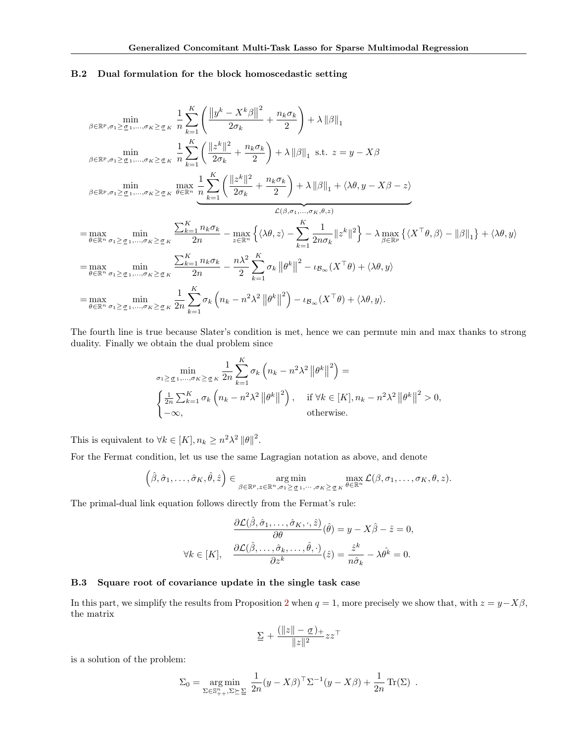### B.2 Dual formulation for the block homoscedastic setting

$$
\min_{\beta \in \mathbb{R}^p, \sigma_1 \geq \underline{\sigma}_1, \ldots, \sigma_K \geq \underline{\sigma}_K} \frac{1}{n} \sum_{k=1}^{K} \left( \frac{\left\| y^k - X^k \beta \right\|^2}{2\sigma_k} + \frac{n_k \sigma_k}{2} \right) + \lambda \left\| \beta \right\|_1
$$

$$
\min_{\beta \in \mathbb{R}^p, \sigma_1 \geq \underline{\sigma}_1, \ldots, \sigma_K \geq \underline{\sigma}_K} \frac{1}{n} \sum_{k=1}^{K} \left( \frac{\| z^k \|^2}{2\sigma_k} + \frac{n_k \sigma_k}{2} \right) + \lambda \left\| \beta \right\|_1 \text{ s.t. } z = y - X\beta
$$

$$
\min_{\beta \in \mathbb{R}^p, \sigma_1 \geq \underline{\sigma}_1, \ldots, \sigma_K \geq \underline{\sigma}_K} \max_{\theta \in \mathbb{R}^n} \underbrace{\frac{1}{n} \sum_{k=1}^{K} \left( \frac{\| z^k \|^2}{2\sigma_k} + \frac{n_k \sigma_k}{2} \right) + \lambda \left\| \beta \right\|_1 + \langle \lambda\theta, y - X\beta - z \rangle}_{\mathcal{L}(\beta, \sigma_1, \ldots, \sigma_K, \theta, z)}
$$

$$
= \max_{\theta \in \mathbb{R}^n} \min_{\sigma_1 \geq \underline{\sigma}_1, \ldots, \sigma_K \geq \underline{\sigma}_K} \frac{\sum_{k=1}^{K} n_k \sigma_k}{2n} - \max_{z \in \mathbb{R}^n} \left\{ \langle \lambda\theta, z \rangle - \sum_{k=1}^{K} \frac{1}{2n\sigma_k} \| z^k \|^2 \right\} - \lambda \max_{\beta \in \mathbb{R}^p} \left\{ \langle X^\top \theta, \beta \rangle - \| \beta \|_1 \right\} + \langle \lambda\theta, y \rangle
$$

$$
= \max_{\theta \in \mathbb{R}^n} \min_{\sigma_1 \geq \underline{\sigma}_1, \ldots, \sigma_K \geq \underline{\sigma}_K} \frac{\sum_{k=1}^{K} n_k \sigma_k}{2n} - \frac{n\lambda^2}{2} \sum_{k=1}^{K} \sigma_k \left\| \theta^k \right\|^2 - \iota_{\mathcal{B}_\infty}(X^\top \theta) + \langle \lambda\theta, y \rangle
$$

$$
= \max_{\theta \in \mathbb{R}^n} \min_{\sigma_1 \geq \underline{\sigma}_1, \ldots, \sigma_K \geq \underline{\sigma}_K} \frac{1}{2n} \sum_{k=1}^{K} \sigma_k \left( n_k - n^2 \lambda^2 \left\| \theta^k \right\|^2 \right) - \iota_{\mathcal{B}_\infty}(X^\top \theta) + \langle \lambda\theta, y \rangle.
$$

The fourth line is true because Slater's condition is met, hence we can permute min and max thanks to strong duality. Finally we obtain the dual problem since

$$
\min_{\sigma_1 \geq \underline{\sigma}_1, \ldots, \sigma_K \geq \underline{\sigma}_K} \frac{1}{2n} \sum_{k=1}^{K} \sigma_k \left( n_k - n^2 \lambda^2 \left\| \theta^k \right\|^2 \right) =
$$

$$
\begin{cases} \frac{1}{2n} \sum_{k=1}^{K} \sigma_k \left( n_k - n^2 \lambda^2 \left\| \theta^k \right\|^2 \right), & \text{if } \forall k \in [K], n_k - n^2 \lambda^2 \left\| \theta^k \right\|^2 > 0, \\ -\infty, & \text{otherwise.} \end{cases}
$$

This is equivalent to $\forall k \in [K], n_k \geq n^2 \lambda^2 \left\| \theta \right\|^2$.

For the Fermat condition, let us use the same Lagragian notation as above, and denote

$$
\left( \hat{\beta}, \hat{\sigma}_1, \ldots, \hat{\sigma}_K, \hat{\theta}, \hat{z} \right) \in \operatorname*{arg\,min}_{\beta \in \mathbb{R}^p, z \in \mathbb{R}^n, \sigma_1 \geq \underline{\sigma}_1, \cdots, \sigma_K \geq \underline{\sigma}_K} \max_{\theta \in \mathbb{R}^n} \mathcal{L}(\beta, \sigma_1, \ldots, \sigma_K, \theta, z).
$$

The primal-dual link equation follows directly from the Fermat's rule:

$$
\frac{\partial \mathcal{L}(\hat{\beta}, \hat{\sigma}_1, \ldots, \hat{\sigma}_K, \cdot, \hat{z})}{\partial \theta}(\hat{\theta}) = y - X\hat{\beta} - \hat{z} = 0,
$$

$$
\forall k \in [K], \quad \frac{\partial \mathcal{L}(\hat{\beta}, \ldots, \hat{\sigma}_k, \ldots, \hat{\theta}, \cdot)}{\partial z^k}(\hat{z}) = \frac{\hat{z}^k}{n\hat{\sigma}_k} - \lambda \hat{\theta}^k = 0.
$$

### B.3 Square root of covariance update in the single task case

In this part, we simplify the results from Proposition 2 when $q = 1$, more precisely we show that, with $z = y - X\beta$, the matrix

$$
\underline{\Sigma} + \frac{(\|z\| - \underline{\sigma})_+}{\|z\|^2} z z^\top
$$

is a solution of the problem:

$$
\Sigma_0 = \operatorname*{arg\,min}_{\Sigma \in \mathbb{S}^n_{++}, \Sigma \succeq \underline{\Sigma}} \frac{1}{2n} (y - X\beta)^\top \Sigma^{-1} (y - X\beta) + \frac{1}{2n} \operatorname{Tr}(\Sigma) \ .
$$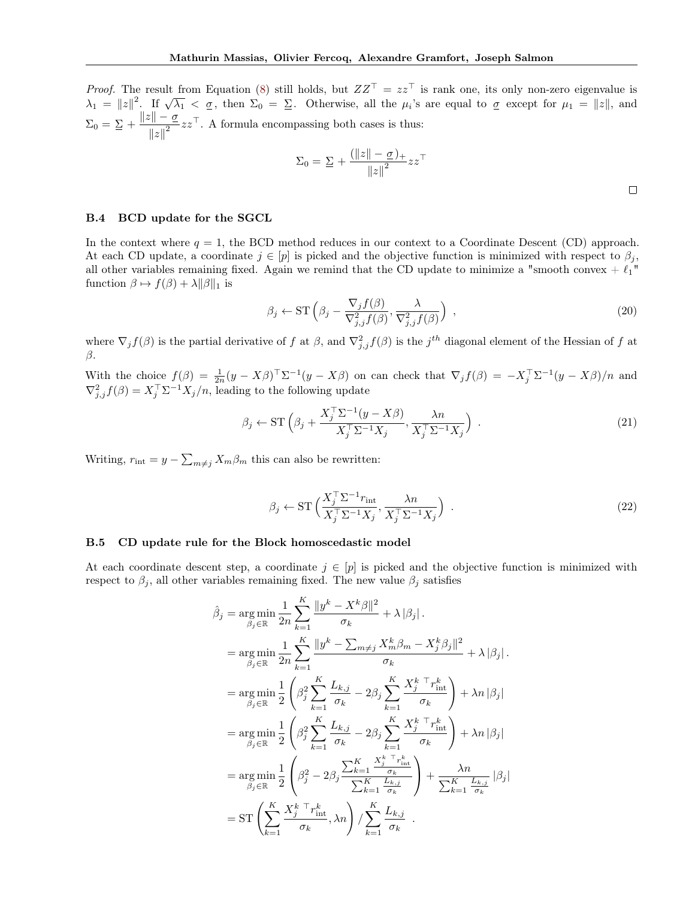*Proof.* The result from Equation (8) still holds, but $ZZ^\top = zz^\top$ is rank one, its only non-zero eigenvalue is $\lambda_1 = \|z\|^2$. If $\sqrt{\lambda_1} < \underline{\sigma}$, then $\Sigma_0 = \underline{\Sigma}$. Otherwise, all the $\mu_i$'s are equal to $\underline{\sigma}$ except for $\mu_1 = \|z\|$, and $\Sigma_0 = \underline{\Sigma} + \frac{\|z\| - \underline{\sigma}}{\|z\|^2} zz^\top$. A formula encompassing both cases is thus:

$$
\Sigma_0 = \underline{\Sigma} + \frac{(\|z\| - \underline{\sigma})_+}{\|z\|^2} zz^\top
$$

□

### B.4 BCD update for the SGCL

In the context where $q = 1$, the BCD method reduces in our context to a Coordinate Descent (CD) approach. At each CD update, a coordinate $j \in [p]$ is picked and the objective function is minimized with respect to $\beta_j$, all other variables remaining fixed. Again we remind that the CD update to minimize a "smooth convex + $\ell_1$" function $\beta \mapsto f(\beta) + \lambda\|\beta\|_1$ is

$$
\beta_j \leftarrow \mathrm{ST}\left(\beta_j - \frac{\nabla_j f(\beta)}{\nabla^2_{j,j} f(\beta)}, \frac{\lambda}{\nabla^2_{j,j} f(\beta)}\right) , \tag{20}
$$

where $\nabla_j f(\beta)$ is the partial derivative of $f$ at $\beta$, and $\nabla^2_{j,j} f(\beta)$ is the $j^{th}$ diagonal element of the Hessian of $f$ at $\beta$.

With the choice $f(\beta) = \frac{1}{2n}(y - X\beta)^\top \Sigma^{-1}(y - X\beta)$ on can check that $\nabla_j f(\beta) = -X_j^\top \Sigma^{-1}(y - X\beta)/n$ and $\nabla^2_{j,j} f(\beta) = X_j^\top \Sigma^{-1} X_j / n$, leading to the following update

$$
\beta_j \leftarrow \mathrm{ST}\left(\beta_j + \frac{X_j^\top \Sigma^{-1}(y - X\beta)}{X_j^\top \Sigma^{-1} X_j}, \frac{\lambda n}{X_j^\top \Sigma^{-1} X_j}\right) . \tag{21}
$$

Writing, $r_{\mathrm{int}} = y - \sum_{m \neq j} X_m \beta_m$ this can also be rewritten:

$$
\beta_j \leftarrow \mathrm{ST}\left(\frac{X_j^\top \Sigma^{-1} r_{\mathrm{int}}}{X_j^\top \Sigma^{-1} X_j}, \frac{\lambda n}{X_j^\top \Sigma^{-1} X_j}\right) . \tag{22}
$$

### B.5 CD update rule for the Block homoscedastic model

At each coordinate descent step, a coordinate $j \in [p]$ is picked and the objective function is minimized with respect to $\beta_j$, all other variables remaining fixed. The new value $\beta_j$ satisfies

$$
\begin{aligned}
\hat{\beta}_j &= \operatorname*{arg\,min}_{\beta_j \in \mathbb{R}} \frac{1}{2n} \sum_{k=1}^{K} \frac{\|y^k - X^k \beta\|^2}{\sigma_k} + \lambda |\beta_j| . \\
&= \operatorname*{arg\,min}_{\beta_j \in \mathbb{R}} \frac{1}{2n} \sum_{k=1}^{K} \frac{\|y^k - \sum_{m \neq j} X_m^k \beta_m - X_j^k \beta_j\|^2}{\sigma_k} + \lambda |\beta_j| . \\
&= \operatorname*{arg\,min}_{\beta_j \in \mathbb{R}} \frac{1}{2} \left( \beta_j^2 \sum_{k=1}^{K} \frac{L_{k,j}}{\sigma_k} - 2\beta_j \sum_{k=1}^{K} \frac{X_j^{k\,\top} r_{\mathrm{int}}^k}{\sigma_k} \right) + \lambda n |\beta_j| \\
&= \operatorname*{arg\,min}_{\beta_j \in \mathbb{R}} \frac{1}{2} \left( \beta_j^2 \sum_{k=1}^{K} \frac{L_{k,j}}{\sigma_k} - 2\beta_j \sum_{k=1}^{K} \frac{X_j^{k\,\top} r_{\mathrm{int}}^k}{\sigma_k} \right) + \lambda n |\beta_j| \\
&= \operatorname*{arg\,min}_{\beta_j \in \mathbb{R}} \frac{1}{2} \left( \beta_j^2 - 2\beta_j \frac{\sum_{k=1}^{K} \frac{X_j^{k\,\top} r_{\mathrm{int}}^k}{\sigma_k}}{\sum_{k=1}^{K} \frac{L_{k,j}}{\sigma_k}} \right) + \frac{\lambda n}{\sum_{k=1}^{K} \frac{L_{k,j}}{\sigma_k}} |\beta_j| \\
&= \mathrm{ST}\left( \sum_{k=1}^{K} \frac{X_j^{k\,\top} r_{\mathrm{int}}^k}{\sigma_k}, \lambda n \right) / \sum_{k=1}^{K} \frac{L_{k,j}}{\sigma_k} .
\end{aligned}
$$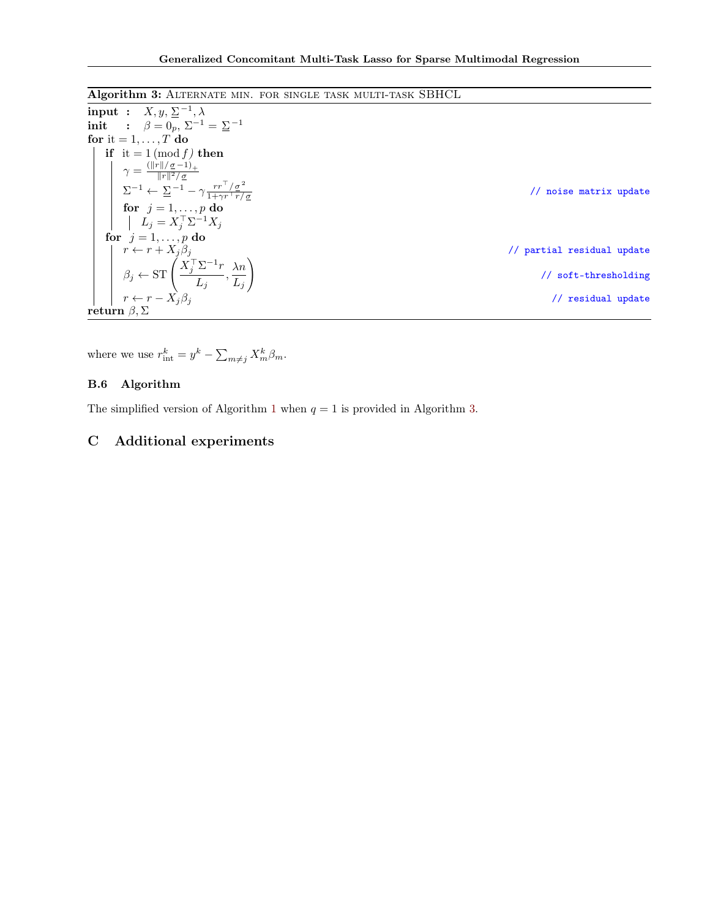**Algorithm 3:** ALTERNATE MIN. FOR SINGLE TASK MULTI-TASK SBHCL

```
input  :  X, y, Σ̲^{-1}, λ
init   :  β = 0_p, Σ^{-1} = Σ̲^{-1}
for it = 1, ..., T do
    if it = 1 (mod f) then
        γ = (‖r‖/σ̲ − 1)_+ / (‖r‖²/σ̲)
        Σ^{-1} ← Σ̲^{-1} − γ (r r^⊤/σ̲²) / (1 + γ r^⊤ r/σ̲)          // noise matrix update
        for j = 1, ..., p do
            L_j = X_j^⊤ Σ^{-1} X_j
    for j = 1, ..., p do
        r ← r + X_j β_j                                            // partial residual update
        β_j ← ST( X_j^⊤ Σ^{-1} r / L_j , λn / L_j )                // soft-thresholding
        r ← r − X_j β_j                                            // residual update
return β, Σ
```

where we use $r_{\text{int}}^k = y^k - \sum_{m \neq j} X_m^k \beta_m$.

### B.6 Algorithm

The simplified version of Algorithm 1 when $q = 1$ is provided in Algorithm 3.

## C Additional experiments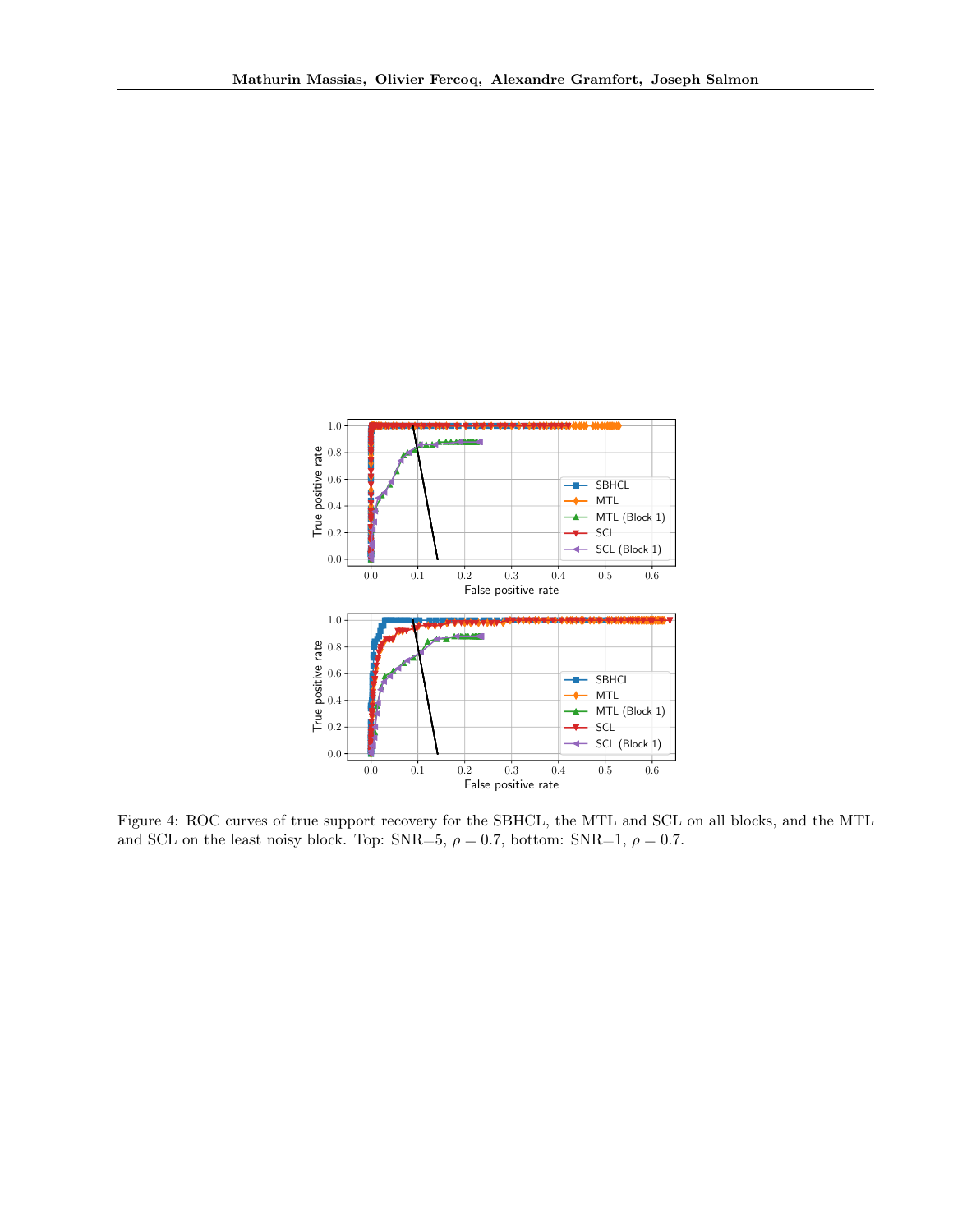True positive rate

1.0
0.8
0.6
0.4
0.2
0.0

0.0 0.1 0.2 0.3 0.4 0.5 0.6

False positive rate

SBHCL
MTL
MTL (Block 1)
SCL
SCL (Block 1)

True positive rate

1.0
0.8
0.6
0.4
0.2
0.0

0.0 0.1 0.2 0.3 0.4 0.5 0.6

False positive rate

SBHCL
MTL
MTL (Block 1)
SCL
SCL (Block 1)

Figure 4: ROC curves of true support recovery for the SBHCL, the MTL and SCL on all blocks, and the MTL and SCL on the least noisy block. Top: SNR=5, $\rho = 0.7$, bottom: SNR=1, $\rho = 0.7$.